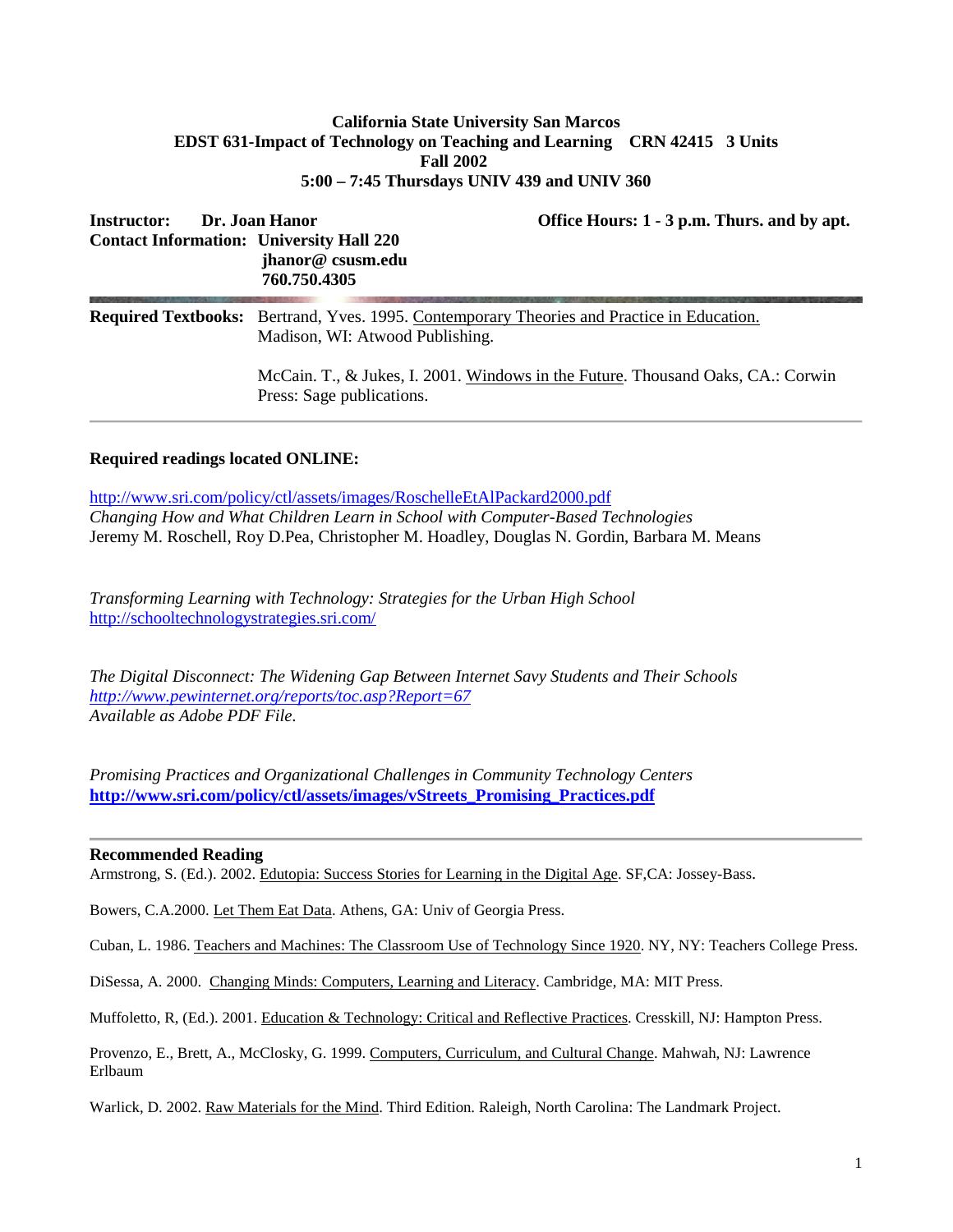**California State University San Marcos**
**EDST 631-Impact of Technology on Teaching and Learning CRN 42415 3 Units**
**Fall 2002**
**5:00 – 7:45 Thursdays UNIV 439 and UNIV 360**

**Instructor: Dr. Joan Hanor** **Office Hours: 1 - 3 p.m. Thurs. and by apt.**
**Contact Information: University Hall 220**
**jhanor@ csusm.edu**
**760.750.4305**

---

**Required Textbooks:** Bertrand, Yves. 1995. Contemporary Theories and Practice in Education. Madison, WI: Atwood Publishing.

McCain. T., & Jukes, I. 2001. Windows in the Future. Thousand Oaks, CA.: Corwin Press: Sage publications.

---

**Required readings located ONLINE:**

http://www.sri.com/policy/ctl/assets/images/RoschelleEtAlPackard2000.pdf
*Changing How and What Children Learn in School with Computer-Based Technologies*
Jeremy M. Roschell, Roy D.Pea, Christopher M. Hoadley, Douglas N. Gordin, Barbara M. Means

*Transforming Learning with Technology: Strategies for the Urban High School*
http://schooltechnologystrategies.sri.com/

*The Digital Disconnect: The Widening Gap Between Internet Savy Students and Their Schools*
*http://www.pewinternet.org/reports/toc.asp?Report=67*
*Available as Adobe PDF File.*

*Promising Practices and Organizational Challenges in Community Technology Centers*
**http://www.sri.com/policy/ctl/assets/images/vStreets_Promising_Practices.pdf**

---

**Recommended Reading**

Armstrong, S. (Ed.). 2002. Edutopia: Success Stories for Learning in the Digital Age. SF,CA: Jossey-Bass.

Bowers, C.A.2000. Let Them Eat Data. Athens, GA: Univ of Georgia Press.

Cuban, L. 1986. Teachers and Machines: The Classroom Use of Technology Since 1920. NY, NY: Teachers College Press.

DiSessa, A. 2000. Changing Minds: Computers, Learning and Literacy. Cambridge, MA: MIT Press.

Muffoletto, R, (Ed.). 2001. Education & Technology: Critical and Reflective Practices. Cresskill, NJ: Hampton Press.

Provenzo, E., Brett, A., McClosky, G. 1999. Computers, Curriculum, and Cultural Change. Mahwah, NJ: Lawrence Erlbaum

Warlick, D. 2002. Raw Materials for the Mind. Third Edition. Raleigh, North Carolina: The Landmark Project.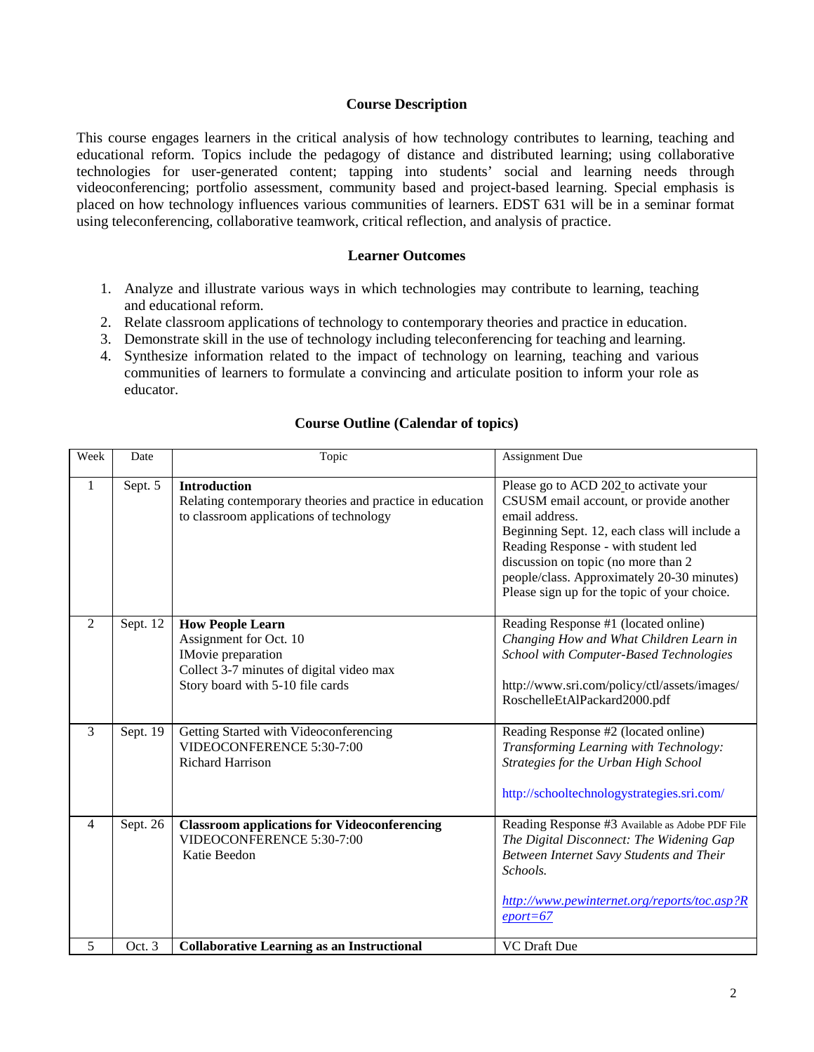## Course Description

This course engages learners in the critical analysis of how technology contributes to learning, teaching and educational reform. Topics include the pedagogy of distance and distributed learning; using collaborative technologies for user-generated content; tapping into students' social and learning needs through videoconferencing; portfolio assessment, community based and project-based learning. Special emphasis is placed on how technology influences various communities of learners. EDST 631 will be in a seminar format using teleconferencing, collaborative teamwork, critical reflection, and analysis of practice.

## Learner Outcomes

1. Analyze and illustrate various ways in which technologies may contribute to learning, teaching and educational reform.
2. Relate classroom applications of technology to contemporary theories and practice in education.
3. Demonstrate skill in the use of technology including teleconferencing for teaching and learning.
4. Synthesize information related to the impact of technology on learning, teaching and various communities of learners to formulate a convincing and articulate position to inform your role as educator.

## Course Outline (Calendar of topics)

| Week | Date | Topic | Assignment Due |
|---|---|---|---|
| 1 | Sept. 5 | **Introduction**<br>Relating contemporary theories and practice in education to classroom applications of technology | Please go to ACD 202 to activate your CSUSM email account, or provide another email address.<br>Beginning Sept. 12, each class will include a Reading Response - with student led discussion on topic (no more than 2 people/class. Approximately 20-30 minutes) Please sign up for the topic of your choice. |
| 2 | Sept. 12 | **How People Learn**<br>Assignment for Oct. 10<br>IMovie preparation<br>Collect 3-7 minutes of digital video max<br>Story board with 5-10 file cards | Reading Response #1 (located online)<br>*Changing How and What Children Learn in School with Computer-Based Technologies*<br><br>http://www.sri.com/policy/ctl/assets/images/RoschelleEtAlPackard2000.pdf |
| 3 | Sept. 19 | Getting Started with Videoconferencing<br>VIDEOCONFERENCE 5:30-7:00<br>Richard Harrison | Reading Response #2 (located online)<br>*Transforming Learning with Technology: Strategies for the Urban High School*<br><br>http://schooltechnologystrategies.sri.com/ |
| 4 | Sept. 26 | **Classroom applications for Videoconferencing**<br>VIDEOCONFERENCE 5:30-7:00<br>Katie Beedon | Reading Response #3 Available as Adobe PDF File<br>*The Digital Disconnect: The Widening Gap Between Internet Savy Students and Their Schools.*<br><br>*http://www.pewinternet.org/reports/toc.asp?Report=67* |
| 5 | Oct. 3 | **Collaborative Learning as an Instructional** | VC Draft Due |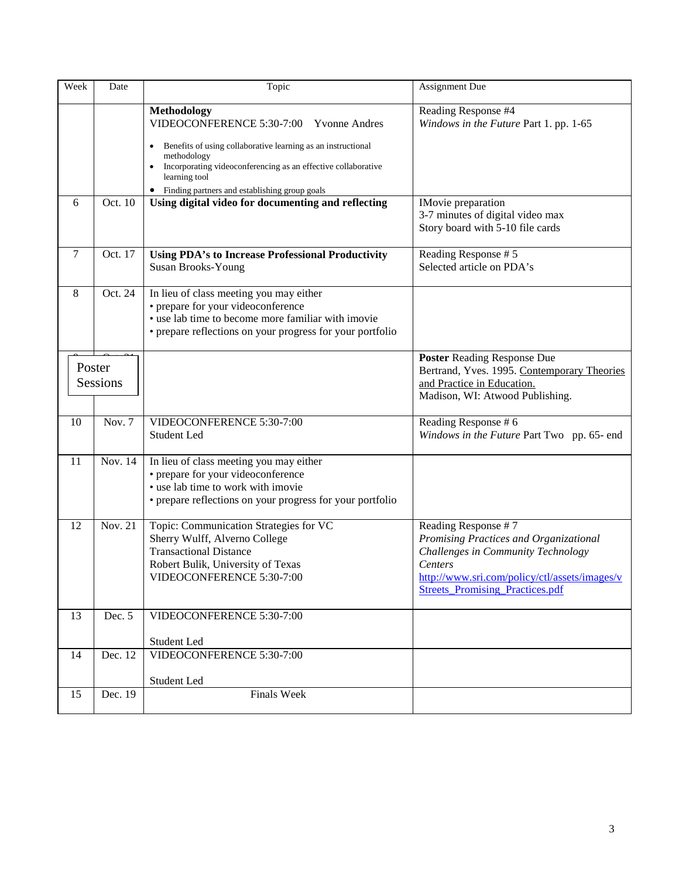| Week | Date | Topic | Assignment Due |
| --- | --- | --- | --- |
| | | **Methodology**<br>VIDEOCONFERENCE 5:30-7:00 Yvonne Andres<br>• Benefits of using collaborative learning as an instructional methodology<br>• Incorporating videoconferencing as an effective collaborative learning tool<br>• Finding partners and establishing group goals | Reading Response #4<br>*Windows in the Future* Part 1. pp. 1-65 |
| 6 | Oct. 10 | **Using digital video for documenting and reflecting** | IMovie preparation<br>3-7 minutes of digital video max<br>Story board with 5-10 file cards |
| 7 | Oct. 17 | **Using PDA's to Increase Professional Productivity**<br>Susan Brooks-Young | Reading Response # 5<br>Selected article on PDA's |
| 8 | Oct. 24 | In lieu of class meeting you may either<br>• prepare for your videoconference<br>• use lab time to become more familiar with imovie<br>• prepare reflections on your progress for your portfolio | |
| Poster Sessions | | | **Poster** Reading Response Due<br>Bertrand, Yves. 1995. Contemporary Theories and Practice in Education. Madison, WI: Atwood Publishing. |
| 10 | Nov. 7 | VIDEOCONFERENCE 5:30-7:00<br>Student Led | Reading Response # 6<br>*Windows in the Future* Part Two pp. 65- end |
| 11 | Nov. 14 | In lieu of class meeting you may either<br>• prepare for your videoconference<br>• use lab time to work with imovie<br>• prepare reflections on your progress for your portfolio | |
| 12 | Nov. 21 | Topic: Communication Strategies for VC<br>Sherry Wulff, Alverno College<br>Transactional Distance<br>Robert Bulik, University of Texas<br>VIDEOCONFERENCE 5:30-7:00 | Reading Response # 7<br>*Promising Practices and Organizational Challenges in Community Technology Centers*<br>http://www.sri.com/policy/ctl/assets/images/vStreets_Promising_Practices.pdf |
| 13 | Dec. 5 | VIDEOCONFERENCE 5:30-7:00<br><br>Student Led | |
| 14 | Dec. 12 | VIDEOCONFERENCE 5:30-7:00<br><br>Student Led | |
| 15 | Dec. 19 | Finals Week | |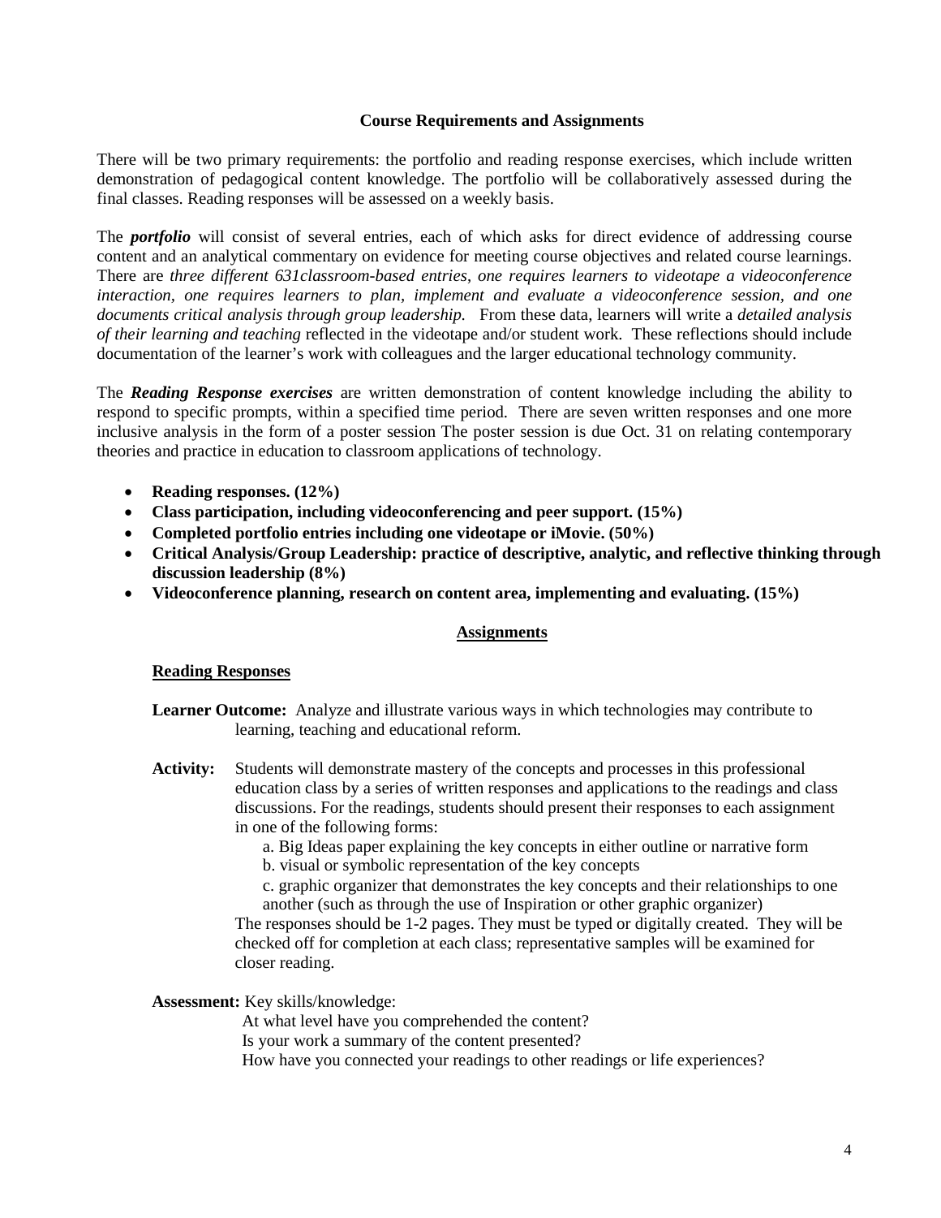**Course Requirements and Assignments**

There will be two primary requirements: the portfolio and reading response exercises, which include written demonstration of pedagogical content knowledge. The portfolio will be collaboratively assessed during the final classes. Reading responses will be assessed on a weekly basis.

The ***portfolio*** will consist of several entries, each of which asks for direct evidence of addressing course content and an analytical commentary on evidence for meeting course objectives and related course learnings. There are *three different 631classroom-based entries*, *one requires learners to videotape a videoconference interaction, one requires learners to plan, implement and evaluate a videoconference session, and one documents critical analysis through group leadership.* From these data, learners will write a *detailed analysis of their learning and teaching* reflected in the videotape and/or student work. These reflections should include documentation of the learner's work with colleagues and the larger educational technology community.

The ***Reading Response exercises*** are written demonstration of content knowledge including the ability to respond to specific prompts, within a specified time period. There are seven written responses and one more inclusive analysis in the form of a poster session The poster session is due Oct. 31 on relating contemporary theories and practice in education to classroom applications of technology.

- **Reading responses. (12%)**
- **Class participation, including videoconferencing and peer support. (15%)**
- **Completed portfolio entries including one videotape or iMovie. (50%)**
- **Critical Analysis/Group Leadership: practice of descriptive, analytic, and reflective thinking through discussion leadership (8%)**
- **Videoconference planning, research on content area, implementing and evaluating. (15%)**

## Assignments

### Reading Responses

**Learner Outcome:** Analyze and illustrate various ways in which technologies may contribute to learning, teaching and educational reform.

**Activity:** Students will demonstrate mastery of the concepts and processes in this professional education class by a series of written responses and applications to the readings and class discussions. For the readings, students should present their responses to each assignment in one of the following forms:

a. Big Ideas paper explaining the key concepts in either outline or narrative form

b. visual or symbolic representation of the key concepts

c. graphic organizer that demonstrates the key concepts and their relationships to one another (such as through the use of Inspiration or other graphic organizer)

The responses should be 1-2 pages. They must be typed or digitally created. They will be checked off for completion at each class; representative samples will be examined for closer reading.

**Assessment:** Key skills/knowledge:

At what level have you comprehended the content?

Is your work a summary of the content presented?

How have you connected your readings to other readings or life experiences?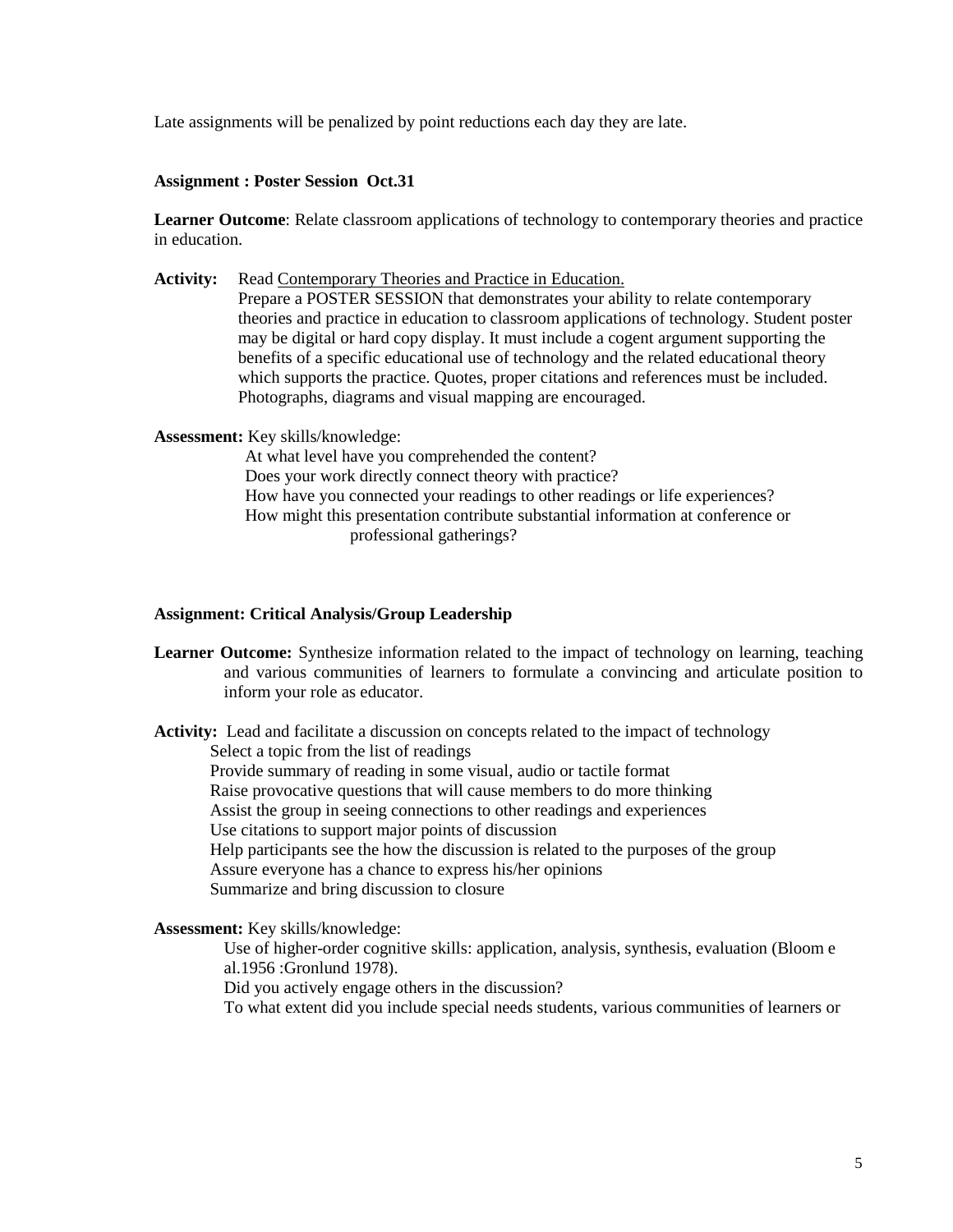Late assignments will be penalized by point reductions each day they are late.

**Assignment : Poster Session Oct.31**

**Learner Outcome**: Relate classroom applications of technology to contemporary theories and practice in education.

**Activity:** Read Contemporary Theories and Practice in Education.
Prepare a POSTER SESSION that demonstrates your ability to relate contemporary theories and practice in education to classroom applications of technology. Student poster may be digital or hard copy display. It must include a cogent argument supporting the benefits of a specific educational use of technology and the related educational theory which supports the practice. Quotes, proper citations and references must be included. Photographs, diagrams and visual mapping are encouraged.

**Assessment:** Key skills/knowledge:
At what level have you comprehended the content?
Does your work directly connect theory with practice?
How have you connected your readings to other readings or life experiences?
How might this presentation contribute substantial information at conference or professional gatherings?

**Assignment: Critical Analysis/Group Leadership**

**Learner Outcome:** Synthesize information related to the impact of technology on learning, teaching and various communities of learners to formulate a convincing and articulate position to inform your role as educator.

**Activity:** Lead and facilitate a discussion on concepts related to the impact of technology
Select a topic from the list of readings
Provide summary of reading in some visual, audio or tactile format
Raise provocative questions that will cause members to do more thinking
Assist the group in seeing connections to other readings and experiences
Use citations to support major points of discussion
Help participants see the how the discussion is related to the purposes of the group
Assure everyone has a chance to express his/her opinions
Summarize and bring discussion to closure

**Assessment:** Key skills/knowledge:
Use of higher-order cognitive skills: application, analysis, synthesis, evaluation (Bloom e al.1956 :Gronlund 1978).
Did you actively engage others in the discussion?
To what extent did you include special needs students, various communities of learners or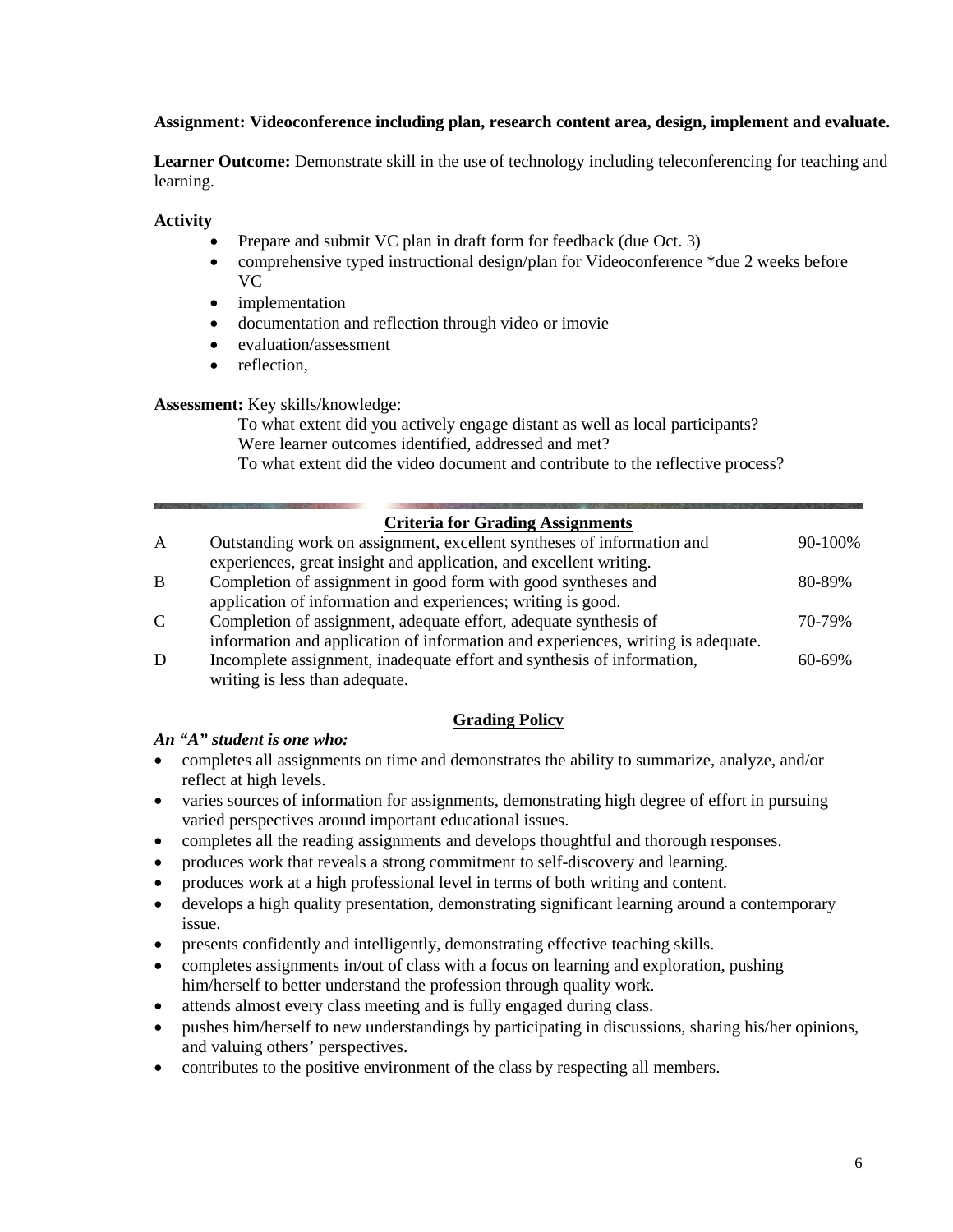**Assignment: Videoconference including plan, research content area, design, implement and evaluate.**

**Learner Outcome:** Demonstrate skill in the use of technology including teleconferencing for teaching and learning.

**Activity**

- Prepare and submit VC plan in draft form for feedback (due Oct. 3)
- comprehensive typed instructional design/plan for Videoconference *due 2 weeks before VC
- implementation
- documentation and reflection through video or imovie
- evaluation/assessment
- reflection,

**Assessment:** Key skills/knowledge:

To what extent did you actively engage distant as well as local participants?
Were learner outcomes identified, addressed and met?
To what extent did the video document and contribute to the reflective process?

---

**Criteria for Grading Assignments**

| | | |
|---|---|---|
| A | Outstanding work on assignment, excellent syntheses of information and experiences, great insight and application, and excellent writing. | 90-100% |
| B | Completion of assignment in good form with good syntheses and application of information and experiences; writing is good. | 80-89% |
| C | Completion of assignment, adequate effort, adequate synthesis of information and application of information and experiences, writing is adequate. | 70-79% |
| D | Incomplete assignment, inadequate effort and synthesis of information, writing is less than adequate. | 60-69% |

**Grading Policy**

***An "A" student is one who:***

- completes all assignments on time and demonstrates the ability to summarize, analyze, and/or reflect at high levels.
- varies sources of information for assignments, demonstrating high degree of effort in pursuing varied perspectives around important educational issues.
- completes all the reading assignments and develops thoughtful and thorough responses.
- produces work that reveals a strong commitment to self-discovery and learning.
- produces work at a high professional level in terms of both writing and content.
- develops a high quality presentation, demonstrating significant learning around a contemporary issue.
- presents confidently and intelligently, demonstrating effective teaching skills.
- completes assignments in/out of class with a focus on learning and exploration, pushing him/herself to better understand the profession through quality work.
- attends almost every class meeting and is fully engaged during class.
- pushes him/herself to new understandings by participating in discussions, sharing his/her opinions, and valuing others' perspectives.
- contributes to the positive environment of the class by respecting all members.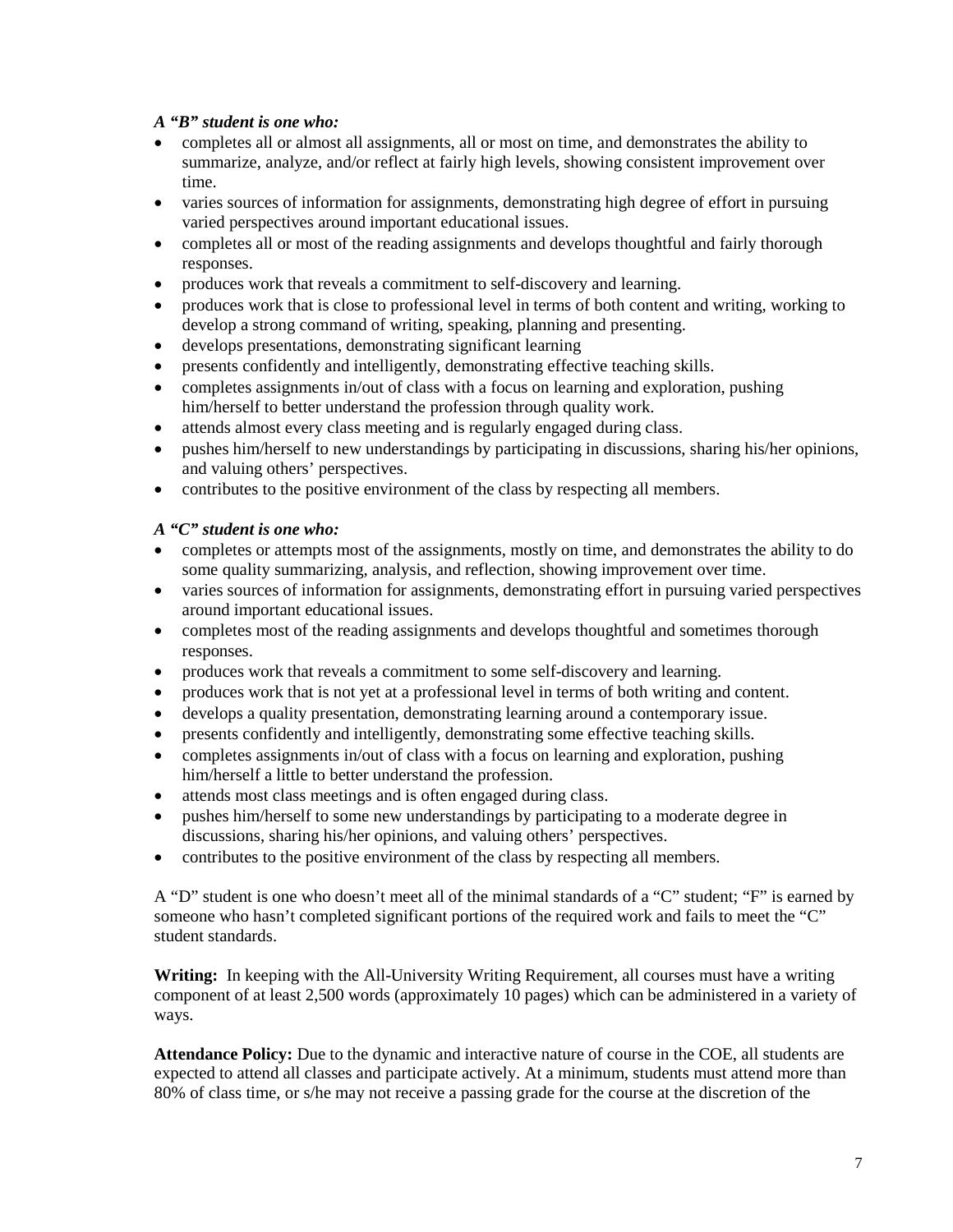***A "B" student is one who:***

- completes all or almost all assignments, all or most on time, and demonstrates the ability to summarize, analyze, and/or reflect at fairly high levels, showing consistent improvement over time.
- varies sources of information for assignments, demonstrating high degree of effort in pursuing varied perspectives around important educational issues.
- completes all or most of the reading assignments and develops thoughtful and fairly thorough responses.
- produces work that reveals a commitment to self-discovery and learning.
- produces work that is close to professional level in terms of both content and writing, working to develop a strong command of writing, speaking, planning and presenting.
- develops presentations, demonstrating significant learning
- presents confidently and intelligently, demonstrating effective teaching skills.
- completes assignments in/out of class with a focus on learning and exploration, pushing him/herself to better understand the profession through quality work.
- attends almost every class meeting and is regularly engaged during class.
- pushes him/herself to new understandings by participating in discussions, sharing his/her opinions, and valuing others' perspectives.
- contributes to the positive environment of the class by respecting all members.

***A "C" student is one who:***

- completes or attempts most of the assignments, mostly on time, and demonstrates the ability to do some quality summarizing, analysis, and reflection, showing improvement over time.
- varies sources of information for assignments, demonstrating effort in pursuing varied perspectives around important educational issues.
- completes most of the reading assignments and develops thoughtful and sometimes thorough responses.
- produces work that reveals a commitment to some self-discovery and learning.
- produces work that is not yet at a professional level in terms of both writing and content.
- develops a quality presentation, demonstrating learning around a contemporary issue.
- presents confidently and intelligently, demonstrating some effective teaching skills.
- completes assignments in/out of class with a focus on learning and exploration, pushing him/herself a little to better understand the profession.
- attends most class meetings and is often engaged during class.
- pushes him/herself to some new understandings by participating to a moderate degree in discussions, sharing his/her opinions, and valuing others' perspectives.
- contributes to the positive environment of the class by respecting all members.

A "D" student is one who doesn't meet all of the minimal standards of a "C" student; "F" is earned by someone who hasn't completed significant portions of the required work and fails to meet the "C" student standards.

**Writing:** In keeping with the All-University Writing Requirement, all courses must have a writing component of at least 2,500 words (approximately 10 pages) which can be administered in a variety of ways.

**Attendance Policy:** Due to the dynamic and interactive nature of course in the COE, all students are expected to attend all classes and participate actively. At a minimum, students must attend more than 80% of class time, or s/he may not receive a passing grade for the course at the discretion of the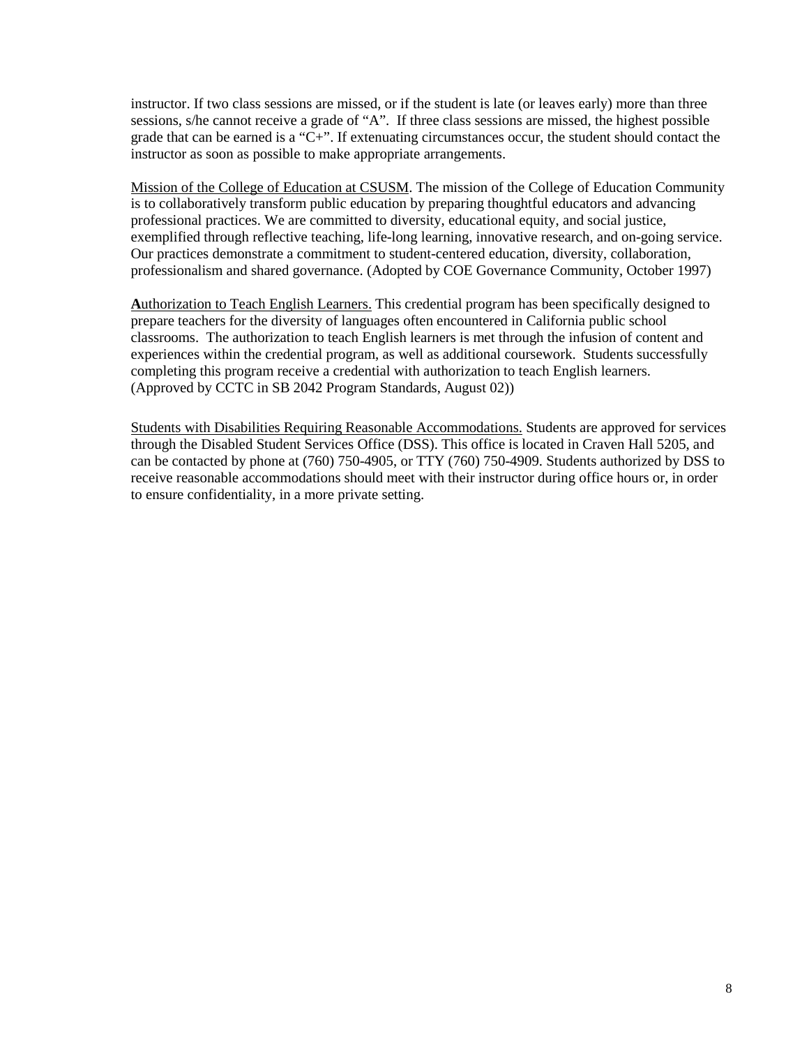instructor. If two class sessions are missed, or if the student is late (or leaves early) more than three sessions, s/he cannot receive a grade of "A". If three class sessions are missed, the highest possible grade that can be earned is a "C+". If extenuating circumstances occur, the student should contact the instructor as soon as possible to make appropriate arrangements.

Mission of the College of Education at CSUSM. The mission of the College of Education Community is to collaboratively transform public education by preparing thoughtful educators and advancing professional practices. We are committed to diversity, educational equity, and social justice, exemplified through reflective teaching, life-long learning, innovative research, and on-going service. Our practices demonstrate a commitment to student-centered education, diversity, collaboration, professionalism and shared governance. (Adopted by COE Governance Community, October 1997)

**A**uthorization to Teach English Learners. This credential program has been specifically designed to prepare teachers for the diversity of languages often encountered in California public school classrooms. The authorization to teach English learners is met through the infusion of content and experiences within the credential program, as well as additional coursework. Students successfully completing this program receive a credential with authorization to teach English learners. (Approved by CCTC in SB 2042 Program Standards, August 02))

Students with Disabilities Requiring Reasonable Accommodations. Students are approved for services through the Disabled Student Services Office (DSS). This office is located in Craven Hall 5205, and can be contacted by phone at (760) 750-4905, or TTY (760) 750-4909. Students authorized by DSS to receive reasonable accommodations should meet with their instructor during office hours or, in order to ensure confidentiality, in a more private setting.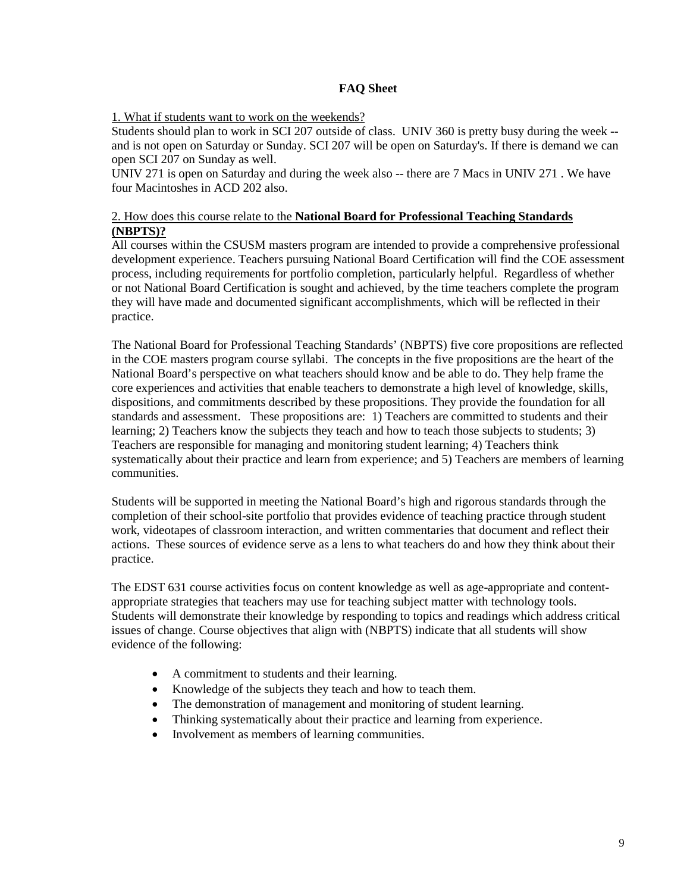## FAQ Sheet

1. What if students want to work on the weekends?

Students should plan to work in SCI 207 outside of class. UNIV 360 is pretty busy during the week -- and is not open on Saturday or Sunday. SCI 207 will be open on Saturday's. If there is demand we can open SCI 207 on Sunday as well.

UNIV 271 is open on Saturday and during the week also -- there are 7 Macs in UNIV 271 . We have four Macintoshes in ACD 202 also.

2. How does this course relate to the **National Board for Professional Teaching Standards (NBPTS)?**

All courses within the CSUSM masters program are intended to provide a comprehensive professional development experience. Teachers pursuing National Board Certification will find the COE assessment process, including requirements for portfolio completion, particularly helpful. Regardless of whether or not National Board Certification is sought and achieved, by the time teachers complete the program they will have made and documented significant accomplishments, which will be reflected in their practice.

The National Board for Professional Teaching Standards' (NBPTS) five core propositions are reflected in the COE masters program course syllabi. The concepts in the five propositions are the heart of the National Board's perspective on what teachers should know and be able to do. They help frame the core experiences and activities that enable teachers to demonstrate a high level of knowledge, skills, dispositions, and commitments described by these propositions. They provide the foundation for all standards and assessment. These propositions are: 1) Teachers are committed to students and their learning; 2) Teachers know the subjects they teach and how to teach those subjects to students; 3) Teachers are responsible for managing and monitoring student learning; 4) Teachers think systematically about their practice and learn from experience; and 5) Teachers are members of learning communities.

Students will be supported in meeting the National Board's high and rigorous standards through the completion of their school-site portfolio that provides evidence of teaching practice through student work, videotapes of classroom interaction, and written commentaries that document and reflect their actions. These sources of evidence serve as a lens to what teachers do and how they think about their practice.

The EDST 631 course activities focus on content knowledge as well as age-appropriate and content-appropriate strategies that teachers may use for teaching subject matter with technology tools. Students will demonstrate their knowledge by responding to topics and readings which address critical issues of change. Course objectives that align with (NBPTS) indicate that all students will show evidence of the following:

- A commitment to students and their learning.
- Knowledge of the subjects they teach and how to teach them.
- The demonstration of management and monitoring of student learning.
- Thinking systematically about their practice and learning from experience.
- Involvement as members of learning communities.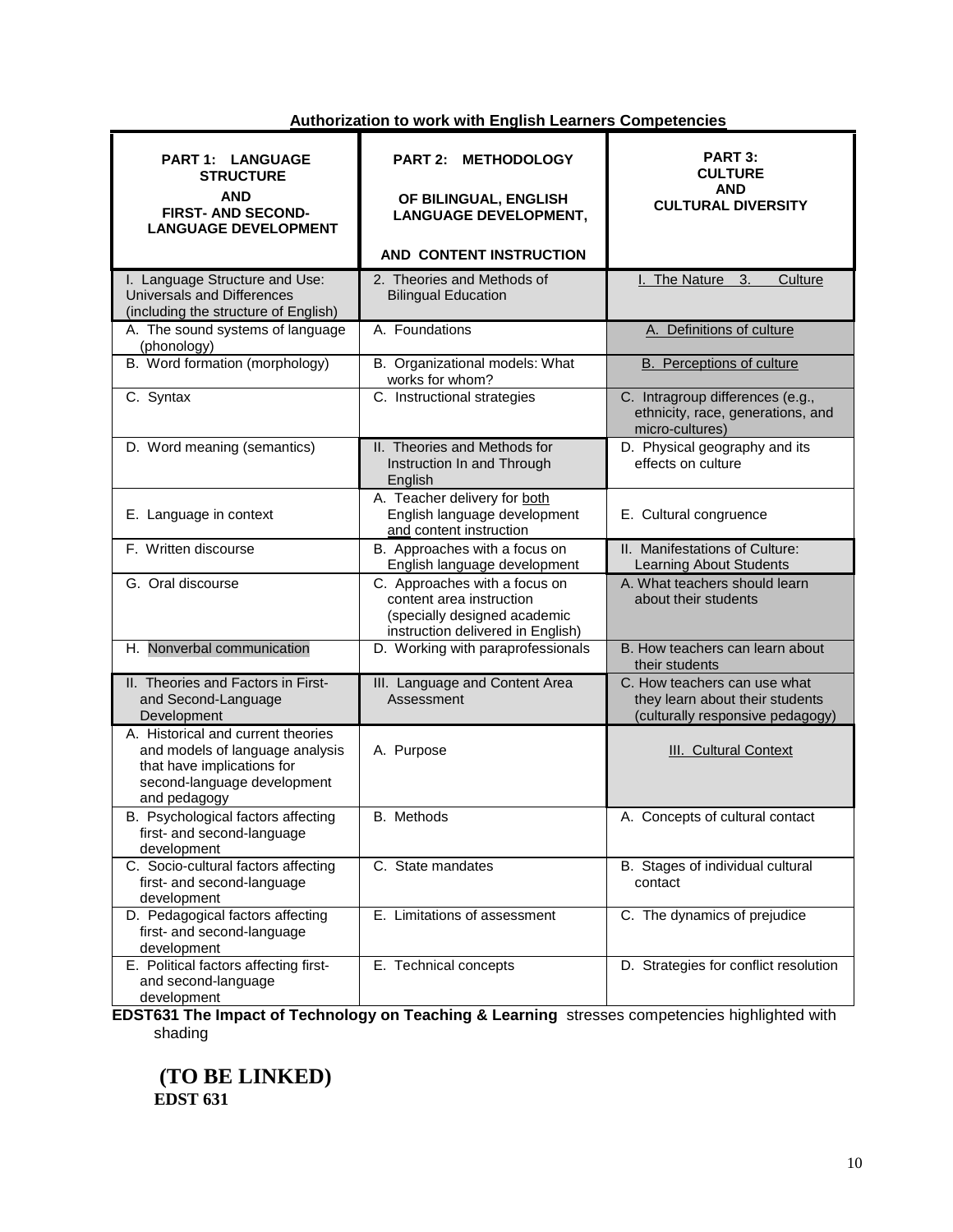**Authorization to work with English Learners Competencies**

| **PART 1: LANGUAGE STRUCTURE AND FIRST- AND SECOND-LANGUAGE DEVELOPMENT** | **PART 2: METHODOLOGY OF BILINGUAL, ENGLISH LANGUAGE DEVELOPMENT, AND CONTENT INSTRUCTION** | **PART 3: CULTURE AND CULTURAL DIVERSITY** |
|---|---|---|
| I. Language Structure and Use: Universals and Differences (including the structure of English) | 2. Theories and Methods of Bilingual Education | I. The Nature 3. Culture |
| A. The sound systems of language (phonology) | A. Foundations | A. Definitions of culture |
| B. Word formation (morphology) | B. Organizational models: What works for whom? | B. Perceptions of culture |
| C. Syntax | C. Instructional strategies | C. Intragroup differences (e.g., ethnicity, race, generations, and micro-cultures) |
| D. Word meaning (semantics) | II. Theories and Methods for Instruction In and Through English | D. Physical geography and its effects on culture |
| E. Language in context | A. Teacher delivery for both English language development and content instruction | E. Cultural congruence |
| F. Written discourse | B. Approaches with a focus on English language development | II. Manifestations of Culture: Learning About Students |
| G. Oral discourse | C. Approaches with a focus on content area instruction (specially designed academic instruction delivered in English) | A. What teachers should learn about their students |
| H. Nonverbal communication | D. Working with paraprofessionals | B. How teachers can learn about their students |
| II. Theories and Factors in First- and Second-Language Development | III. Language and Content Area Assessment | C. How teachers can use what they learn about their students (culturally responsive pedagogy) |
| A. Historical and current theories and models of language analysis that have implications for second-language development and pedagogy | A. Purpose | III. Cultural Context |
| B. Psychological factors affecting first- and second-language development | B. Methods | A. Concepts of cultural contact |
| C. Socio-cultural factors affecting first- and second-language development | C. State mandates | B. Stages of individual cultural contact |
| D. Pedagogical factors affecting first- and second-language development | E. Limitations of assessment | C. The dynamics of prejudice |
| E. Political factors affecting first- and second-language development | E. Technical concepts | D. Strategies for conflict resolution |

**EDST631 The Impact of Technology on Teaching & Learning** stresses competencies highlighted with shading

**(TO BE LINKED)**
**EDST 631**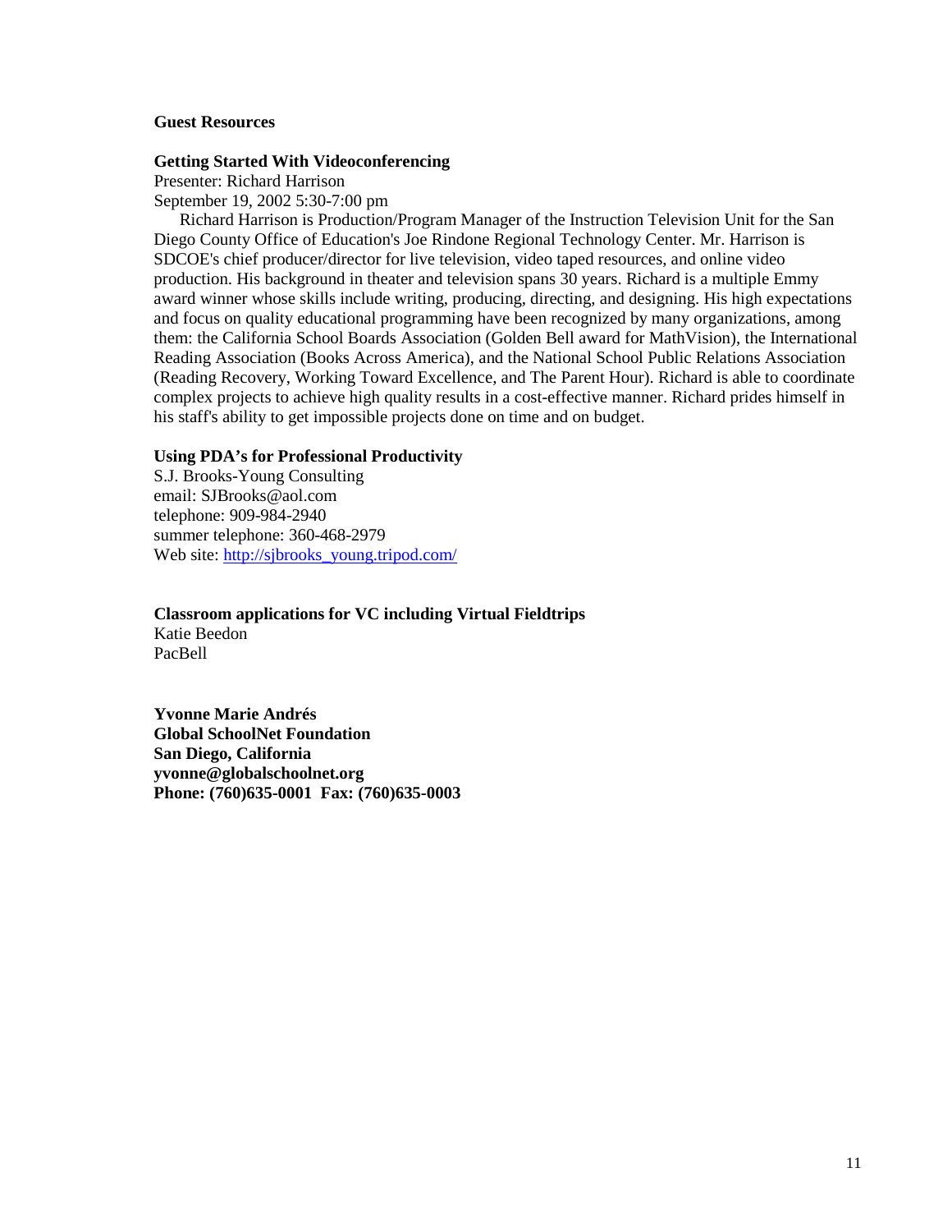## Guest Resources

### Getting Started With Videoconferencing

Presenter: Richard Harrison
September 19, 2002 5:30-7:00 pm

Richard Harrison is Production/Program Manager of the Instruction Television Unit for the San Diego County Office of Education's Joe Rindone Regional Technology Center. Mr. Harrison is SDCOE's chief producer/director for live television, video taped resources, and online video production. His background in theater and television spans 30 years. Richard is a multiple Emmy award winner whose skills include writing, producing, directing, and designing. His high expectations and focus on quality educational programming have been recognized by many organizations, among them: the California School Boards Association (Golden Bell award for MathVision), the International Reading Association (Books Across America), and the National School Public Relations Association (Reading Recovery, Working Toward Excellence, and The Parent Hour). Richard is able to coordinate complex projects to achieve high quality results in a cost-effective manner. Richard prides himself in his staff's ability to get impossible projects done on time and on budget.

### Using PDA's for Professional Productivity

S.J. Brooks-Young Consulting
email: SJBrooks@aol.com
telephone: 909-984-2940
summer telephone: 360-468-2979
Web site: [http://sjbrooks_young.tripod.com/](http://sjbrooks_young.tripod.com/)

### Classroom applications for VC including Virtual Fieldtrips

Katie Beedon
PacBell

**Yvonne Marie Andrés**
**Global SchoolNet Foundation**
**San Diego, California**
**yvonne@globalschoolnet.org**
**Phone: (760)635-0001 Fax: (760)635-0003**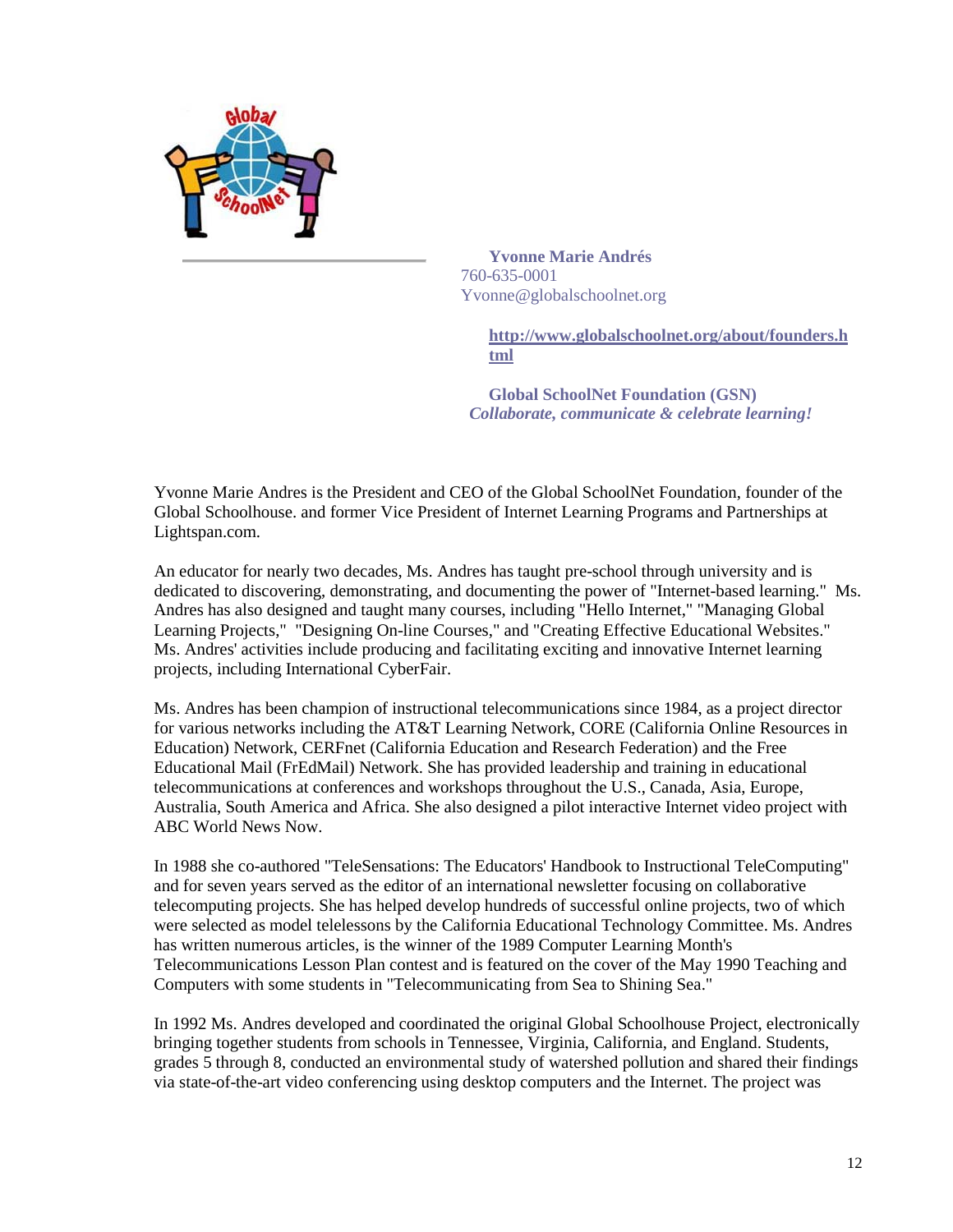**Yvonne Marie Andrés**
760-635-0001
Yvonne@globalschoolnet.org

**http://www.globalschoolnet.org/about/founders.html**

**Global SchoolNet Foundation (GSN)**
***Collaborate, communicate & celebrate learning!***

Yvonne Marie Andres is the President and CEO of the Global SchoolNet Foundation, founder of the Global Schoolhouse. and former Vice President of Internet Learning Programs and Partnerships at Lightspan.com.

An educator for nearly two decades, Ms. Andres has taught pre-school through university and is dedicated to discovering, demonstrating, and documenting the power of "Internet-based learning." Ms. Andres has also designed and taught many courses, including "Hello Internet," "Managing Global Learning Projects," "Designing On-line Courses," and "Creating Effective Educational Websites." Ms. Andres' activities include producing and facilitating exciting and innovative Internet learning projects, including International CyberFair.

Ms. Andres has been champion of instructional telecommunications since 1984, as a project director for various networks including the AT&T Learning Network, CORE (California Online Resources in Education) Network, CERFnet (California Education and Research Federation) and the Free Educational Mail (FrEdMail) Network. She has provided leadership and training in educational telecommunications at conferences and workshops throughout the U.S., Canada, Asia, Europe, Australia, South America and Africa. She also designed a pilot interactive Internet video project with ABC World News Now.

In 1988 she co-authored "TeleSensations: The Educators' Handbook to Instructional TeleComputing" and for seven years served as the editor of an international newsletter focusing on collaborative telecomputing projects. She has helped develop hundreds of successful online projects, two of which were selected as model telelessons by the California Educational Technology Committee. Ms. Andres has written numerous articles, is the winner of the 1989 Computer Learning Month's Telecommunications Lesson Plan contest and is featured on the cover of the May 1990 Teaching and Computers with some students in "Telecommunicating from Sea to Shining Sea."

In 1992 Ms. Andres developed and coordinated the original Global Schoolhouse Project, electronically bringing together students from schools in Tennessee, Virginia, California, and England. Students, grades 5 through 8, conducted an environmental study of watershed pollution and shared their findings via state-of-the-art video conferencing using desktop computers and the Internet. The project was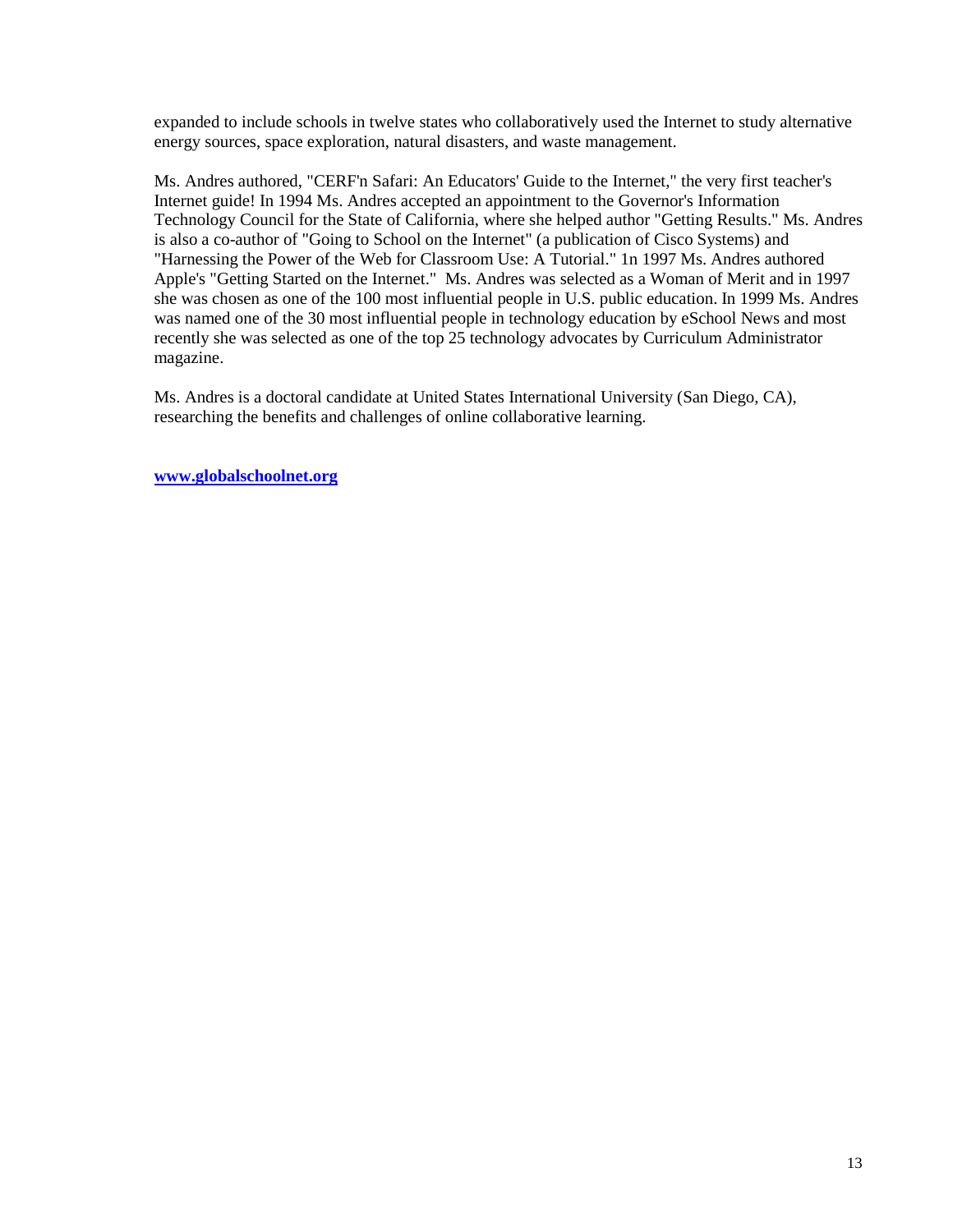expanded to include schools in twelve states who collaboratively used the Internet to study alternative energy sources, space exploration, natural disasters, and waste management.

Ms. Andres authored, "CERF'n Safari: An Educators' Guide to the Internet," the very first teacher's Internet guide! In 1994 Ms. Andres accepted an appointment to the Governor's Information Technology Council for the State of California, where she helped author "Getting Results." Ms. Andres is also a co-author of "Going to School on the Internet" (a publication of Cisco Systems) and "Harnessing the Power of the Web for Classroom Use: A Tutorial." 1n 1997 Ms. Andres authored Apple's "Getting Started on the Internet." Ms. Andres was selected as a Woman of Merit and in 1997 she was chosen as one of the 100 most influential people in U.S. public education. In 1999 Ms. Andres was named one of the 30 most influential people in technology education by eSchool News and most recently she was selected as one of the top 25 technology advocates by Curriculum Administrator magazine.

Ms. Andres is a doctoral candidate at United States International University (San Diego, CA), researching the benefits and challenges of online collaborative learning.

**www.globalschoolnet.org**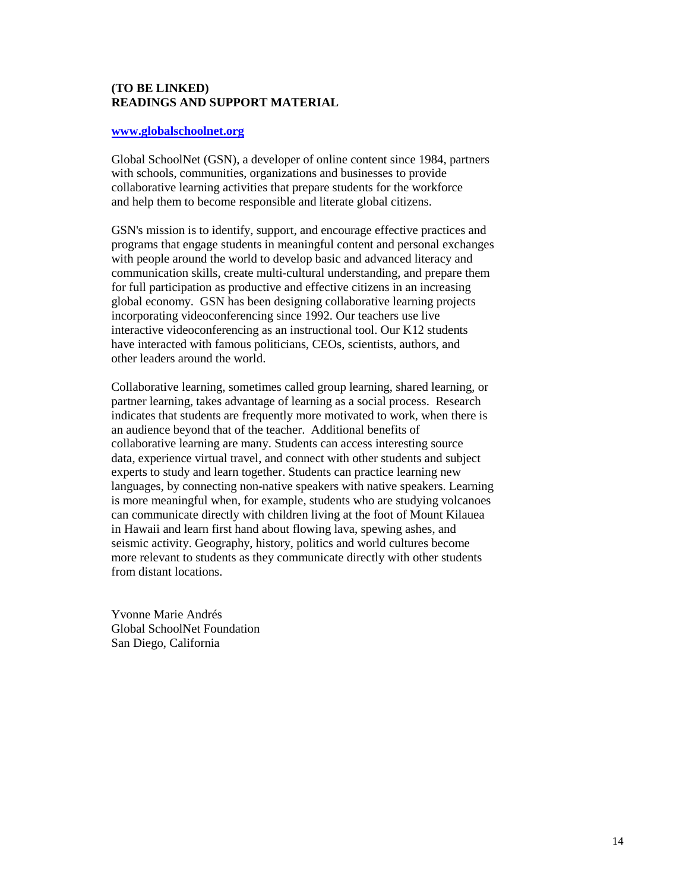**(TO BE LINKED)**
**READINGS AND SUPPORT MATERIAL**

**[www.globalschoolnet.org](http://www.globalschoolnet.org)**

Global SchoolNet (GSN), a developer of online content since 1984, partners with schools, communities, organizations and businesses to provide collaborative learning activities that prepare students for the workforce and help them to become responsible and literate global citizens.

GSN's mission is to identify, support, and encourage effective practices and programs that engage students in meaningful content and personal exchanges with people around the world to develop basic and advanced literacy and communication skills, create multi-cultural understanding, and prepare them for full participation as productive and effective citizens in an increasing global economy. GSN has been designing collaborative learning projects incorporating videoconferencing since 1992. Our teachers use live interactive videoconferencing as an instructional tool. Our K12 students have interacted with famous politicians, CEOs, scientists, authors, and other leaders around the world.

Collaborative learning, sometimes called group learning, shared learning, or partner learning, takes advantage of learning as a social process. Research indicates that students are frequently more motivated to work, when there is an audience beyond that of the teacher. Additional benefits of collaborative learning are many. Students can access interesting source data, experience virtual travel, and connect with other students and subject experts to study and learn together. Students can practice learning new languages, by connecting non-native speakers with native speakers. Learning is more meaningful when, for example, students who are studying volcanoes can communicate directly with children living at the foot of Mount Kilauea in Hawaii and learn first hand about flowing lava, spewing ashes, and seismic activity. Geography, history, politics and world cultures become more relevant to students as they communicate directly with other students from distant locations.

Yvonne Marie Andrés
Global SchoolNet Foundation
San Diego, California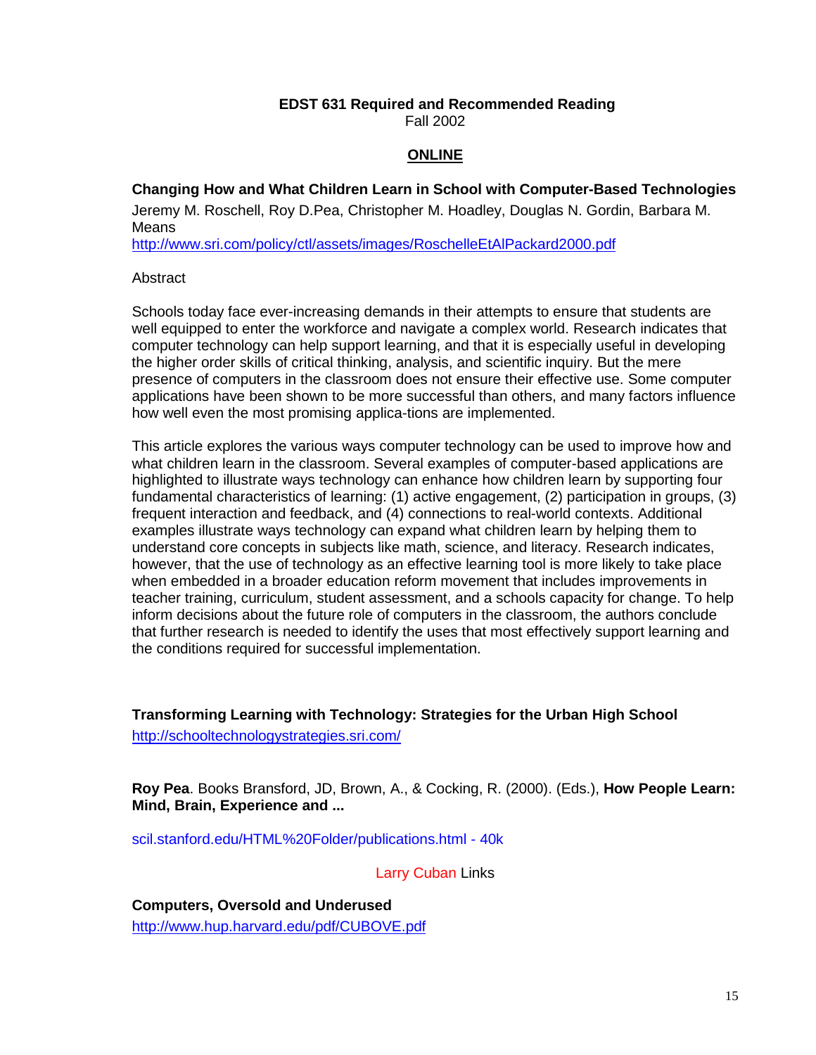**EDST 631 Required and Recommended Reading**
Fall 2002

## ONLINE

**Changing How and What Children Learn in School with Computer-Based Technologies**

Jeremy M. Roschell, Roy D.Pea, Christopher M. Hoadley, Douglas N. Gordin, Barbara M. Means

http://www.sri.com/policy/ctl/assets/images/RoschelleEtAlPackard2000.pdf

Abstract

Schools today face ever-increasing demands in their attempts to ensure that students are well equipped to enter the workforce and navigate a complex world. Research indicates that computer technology can help support learning, and that it is especially useful in developing the higher order skills of critical thinking, analysis, and scientific inquiry. But the mere presence of computers in the classroom does not ensure their effective use. Some computer applications have been shown to be more successful than others, and many factors influence how well even the most promising applica-tions are implemented.

This article explores the various ways computer technology can be used to improve how and what children learn in the classroom. Several examples of computer-based applications are highlighted to illustrate ways technology can enhance how children learn by supporting four fundamental characteristics of learning: (1) active engagement, (2) participation in groups, (3) frequent interaction and feedback, and (4) connections to real-world contexts. Additional examples illustrate ways technology can expand what children learn by helping them to understand core concepts in subjects like math, science, and literacy. Research indicates, however, that the use of technology as an effective learning tool is more likely to take place when embedded in a broader education reform movement that includes improvements in teacher training, curriculum, student assessment, and a schools capacity for change. To help inform decisions about the future role of computers in the classroom, the authors conclude that further research is needed to identify the uses that most effectively support learning and the conditions required for successful implementation.

**Transforming Learning with Technology: Strategies for the Urban High School**

http://schooltechnologystrategies.sri.com/

**Roy Pea**. Books Bransford, JD, Brown, A., & Cocking, R. (2000). (Eds.), **How People Learn: Mind, Brain, Experience and ...**

scil.stanford.edu/HTML%20Folder/publications.html - 40k

Larry Cuban Links

**Computers, Oversold and Underused**

http://www.hup.harvard.edu/pdf/CUBOVE.pdf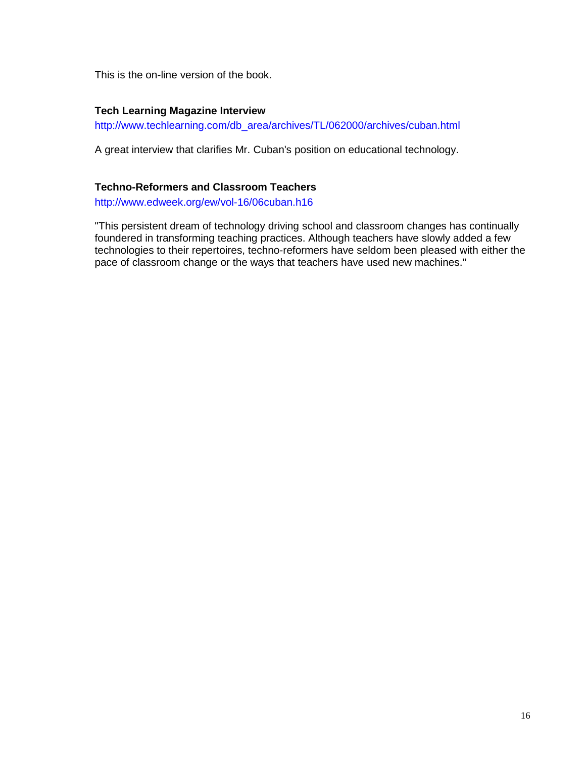This is the on-line version of the book.

**Tech Learning Magazine Interview**

http://www.techlearning.com/db_area/archives/TL/062000/archives/cuban.html

A great interview that clarifies Mr. Cuban's position on educational technology.

**Techno-Reformers and Classroom Teachers**

http://www.edweek.org/ew/vol-16/06cuban.h16

"This persistent dream of technology driving school and classroom changes has continually foundered in transforming teaching practices. Although teachers have slowly added a few technologies to their repertoires, techno-reformers have seldom been pleased with either the pace of classroom change or the ways that teachers have used new machines."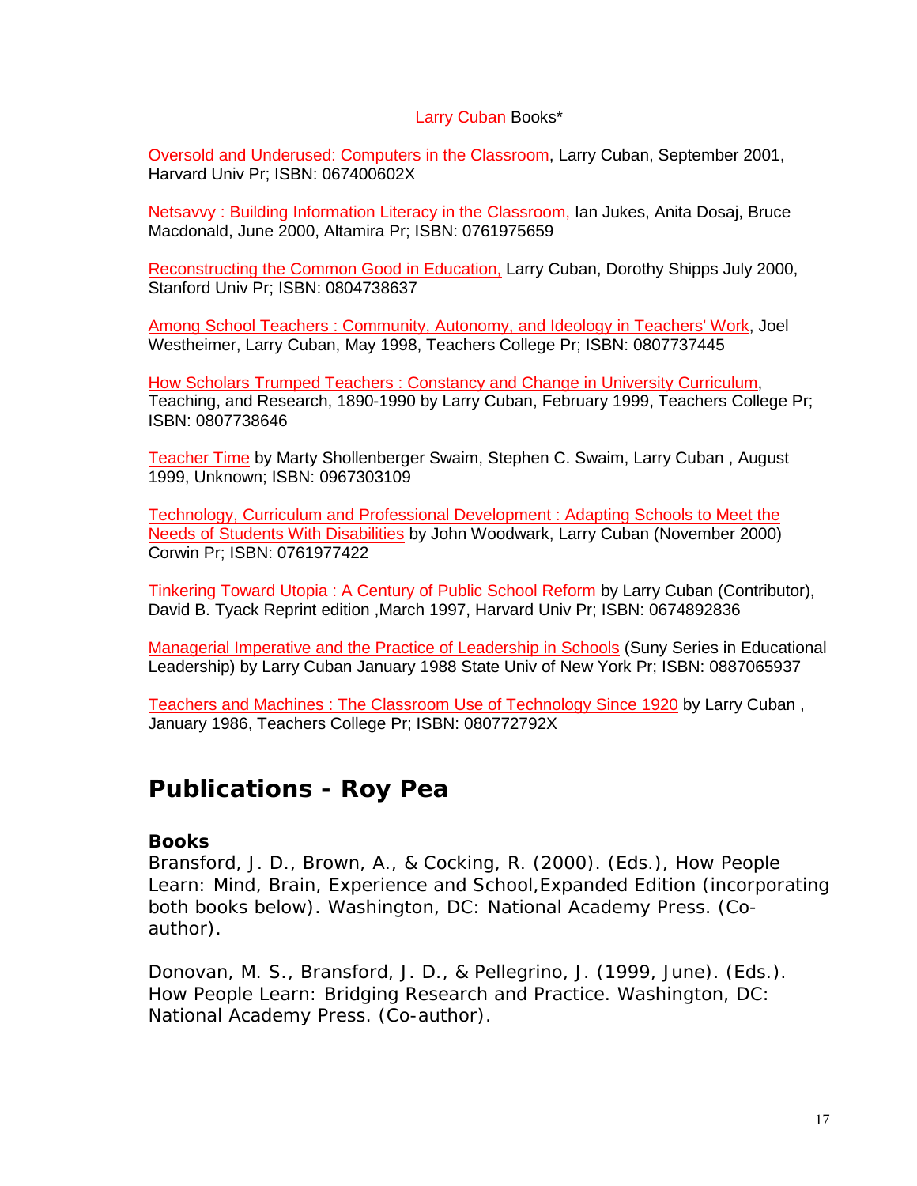Larry Cuban Books*

Oversold and Underused: Computers in the Classroom, Larry Cuban, September 2001, Harvard Univ Pr; ISBN: 067400602X

Netsavvy : Building Information Literacy in the Classroom, Ian Jukes, Anita Dosaj, Bruce Macdonald, June 2000, Altamira Pr; ISBN: 0761975659

Reconstructing the Common Good in Education, Larry Cuban, Dorothy Shipps July 2000, Stanford Univ Pr; ISBN: 0804738637

Among School Teachers : Community, Autonomy, and Ideology in Teachers' Work, Joel Westheimer, Larry Cuban, May 1998, Teachers College Pr; ISBN: 0807737445

How Scholars Trumped Teachers : Constancy and Change in University Curriculum, Teaching, and Research, 1890-1990 by Larry Cuban, February 1999, Teachers College Pr; ISBN: 0807738646

Teacher Time by Marty Shollenberger Swaim, Stephen C. Swaim, Larry Cuban , August 1999, Unknown; ISBN: 0967303109

Technology, Curriculum and Professional Development : Adapting Schools to Meet the Needs of Students With Disabilities by John Woodwark, Larry Cuban (November 2000) Corwin Pr; ISBN: 0761977422

Tinkering Toward Utopia : A Century of Public School Reform by Larry Cuban (Contributor), David B. Tyack Reprint edition ,March 1997, Harvard Univ Pr; ISBN: 0674892836

Managerial Imperative and the Practice of Leadership in Schools (Suny Series in Educational Leadership) by Larry Cuban January 1988 State Univ of New York Pr; ISBN: 0887065937

Teachers and Machines : The Classroom Use of Technology Since 1920 by Larry Cuban , January 1986, Teachers College Pr; ISBN: 080772792X

# Publications - Roy Pea

### Books

Bransford, J. D., Brown, A., & Cocking, R. (2000). (Eds.), How People Learn: Mind, Brain, Experience and School,Expanded Edition (incorporating both books below). Washington, DC: National Academy Press. (Co-author).

Donovan, M. S., Bransford, J. D., & Pellegrino, J. (1999, June). (Eds.). How People Learn: Bridging Research and Practice. Washington, DC: National Academy Press. (Co-author).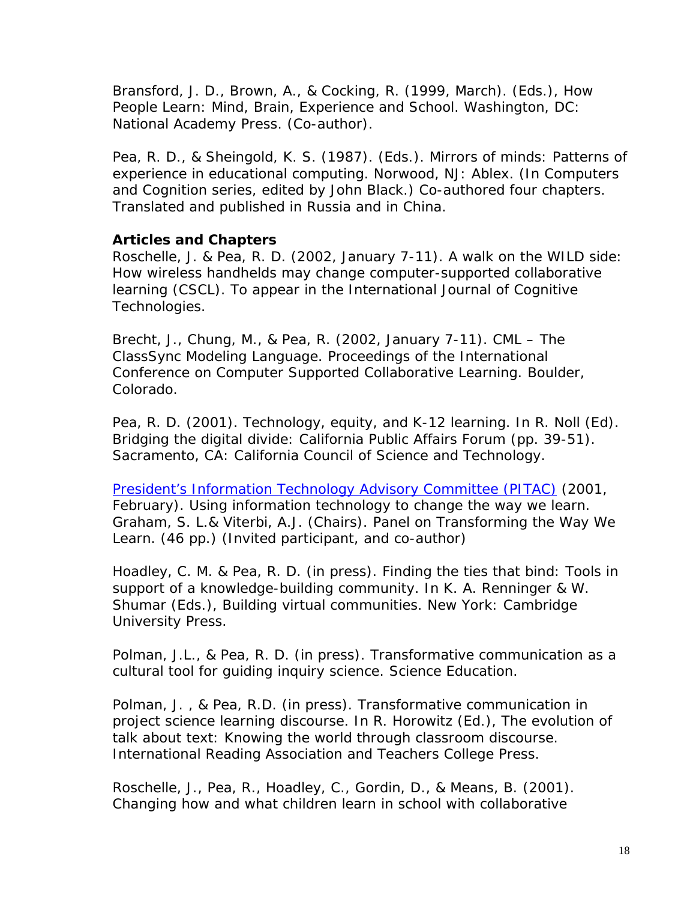Bransford, J. D., Brown, A., & Cocking, R. (1999, March). (Eds.), How People Learn: Mind, Brain, Experience and School. Washington, DC: National Academy Press. (Co-author).

Pea, R. D., & Sheingold, K. S. (1987). (Eds.). Mirrors of minds: Patterns of experience in educational computing. Norwood, NJ: Ablex. (In Computers and Cognition series, edited by John Black.) Co-authored four chapters. Translated and published in Russia and in China.

**Articles and Chapters**

Roschelle, J. & Pea, R. D. (2002, January 7-11). A walk on the WILD side: How wireless handhelds may change computer-supported collaborative learning (CSCL). To appear in the International Journal of Cognitive Technologies.

Brecht, J., Chung, M., & Pea, R. (2002, January 7-11). CML – The ClassSync Modeling Language. Proceedings of the International Conference on Computer Supported Collaborative Learning. Boulder, Colorado.

Pea, R. D. (2001). Technology, equity, and K-12 learning. In R. Noll (Ed). Bridging the digital divide: California Public Affairs Forum (pp. 39-51). Sacramento, CA: California Council of Science and Technology.

President's Information Technology Advisory Committee (PITAC) (2001, February). Using information technology to change the way we learn. Graham, S. L.& Viterbi, A.J. (Chairs). Panel on Transforming the Way We Learn. (46 pp.) (Invited participant, and co-author)

Hoadley, C. M. & Pea, R. D. (in press). Finding the ties that bind: Tools in support of a knowledge-building community. In K. A. Renninger & W. Shumar (Eds.), Building virtual communities. New York: Cambridge University Press.

Polman, J.L., & Pea, R. D. (in press). Transformative communication as a cultural tool for guiding inquiry science. Science Education.

Polman, J. , & Pea, R.D. (in press). Transformative communication in project science learning discourse. In R. Horowitz (Ed.), The evolution of talk about text: Knowing the world through classroom discourse. International Reading Association and Teachers College Press.

Roschelle, J., Pea, R., Hoadley, C., Gordin, D., & Means, B. (2001). Changing how and what children learn in school with collaborative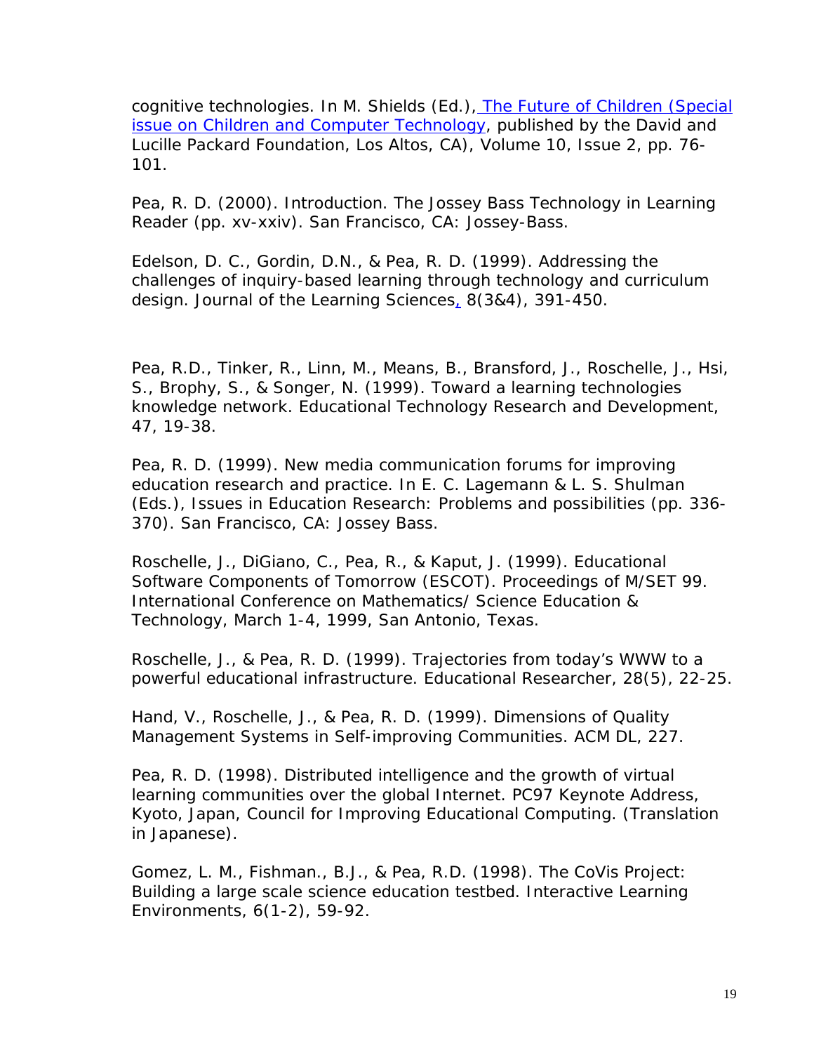cognitive technologies. In M. Shields (Ed.), The Future of Children (Special issue on Children and Computer Technology, published by the David and Lucille Packard Foundation, Los Altos, CA), Volume 10, Issue 2, pp. 76-101.

Pea, R. D. (2000). Introduction. The Jossey Bass Technology in Learning Reader (pp. xv-xxiv). San Francisco, CA: Jossey-Bass.

Edelson, D. C., Gordin, D.N., & Pea, R. D. (1999). Addressing the challenges of inquiry-based learning through technology and curriculum design. Journal of the Learning Sciences, 8(3&4), 391-450.

Pea, R.D., Tinker, R., Linn, M., Means, B., Bransford, J., Roschelle, J., Hsi, S., Brophy, S., & Songer, N. (1999). Toward a learning technologies knowledge network. Educational Technology Research and Development, 47, 19-38.

Pea, R. D. (1999). New media communication forums for improving education research and practice. In E. C. Lagemann & L. S. Shulman (Eds.), Issues in Education Research: Problems and possibilities (pp. 336-370). San Francisco, CA: Jossey Bass.

Roschelle, J., DiGiano, C., Pea, R., & Kaput, J. (1999). Educational Software Components of Tomorrow (ESCOT). Proceedings of M/SET 99. International Conference on Mathematics/ Science Education & Technology, March 1-4, 1999, San Antonio, Texas.

Roschelle, J., & Pea, R. D. (1999). Trajectories from today's WWW to a powerful educational infrastructure. Educational Researcher, 28(5), 22-25.

Hand, V., Roschelle, J., & Pea, R. D. (1999). Dimensions of Quality Management Systems in Self-improving Communities. ACM DL, 227.

Pea, R. D. (1998). Distributed intelligence and the growth of virtual learning communities over the global Internet. PC97 Keynote Address, Kyoto, Japan, Council for Improving Educational Computing. (Translation in Japanese).

Gomez, L. M., Fishman., B.J., & Pea, R.D. (1998). The CoVis Project: Building a large scale science education testbed. Interactive Learning Environments, 6(1-2), 59-92.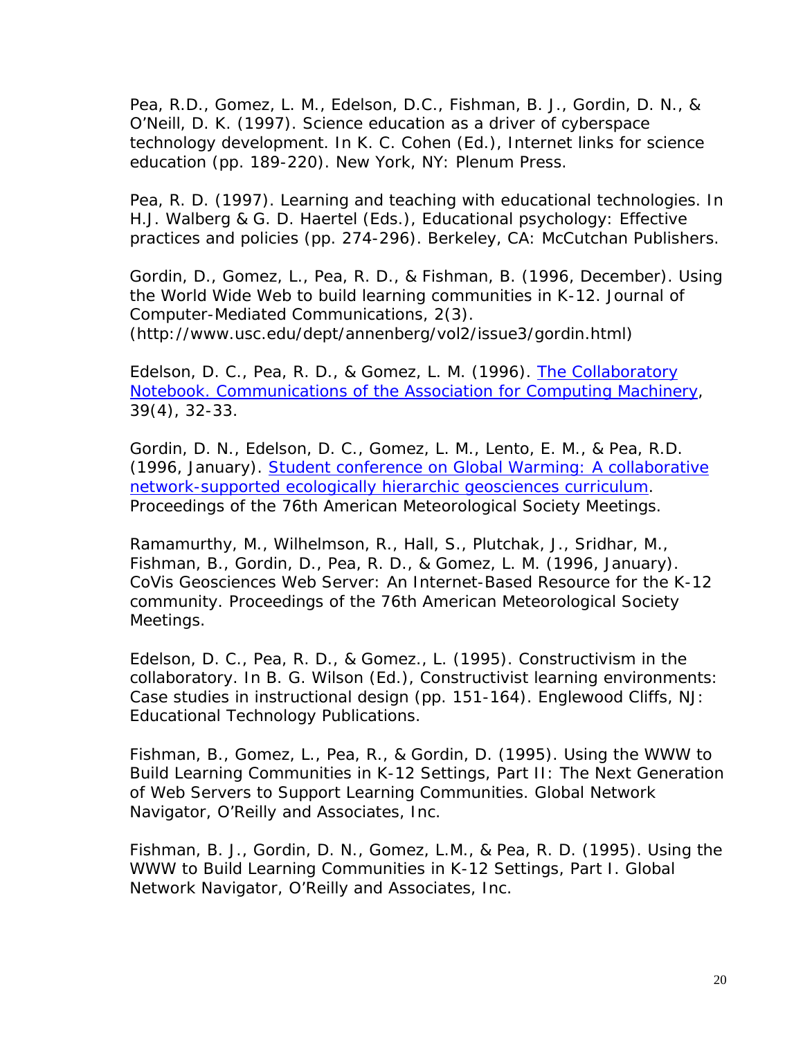Pea, R.D., Gomez, L. M., Edelson, D.C., Fishman, B. J., Gordin, D. N., & O'Neill, D. K. (1997). Science education as a driver of cyberspace technology development. In K. C. Cohen (Ed.), Internet links for science education (pp. 189-220). New York, NY: Plenum Press.

Pea, R. D. (1997). Learning and teaching with educational technologies. In H.J. Walberg & G. D. Haertel (Eds.), Educational psychology: Effective practices and policies (pp. 274-296). Berkeley, CA: McCutchan Publishers.

Gordin, D., Gomez, L., Pea, R. D., & Fishman, B. (1996, December). Using the World Wide Web to build learning communities in K-12. Journal of Computer-Mediated Communications, 2(3). (http://www.usc.edu/dept/annenberg/vol2/issue3/gordin.html)

Edelson, D. C., Pea, R. D., & Gomez, L. M. (1996). The Collaboratory Notebook. Communications of the Association for Computing Machinery, 39(4), 32-33.

Gordin, D. N., Edelson, D. C., Gomez, L. M., Lento, E. M., & Pea, R.D. (1996, January). Student conference on Global Warming: A collaborative network-supported ecologically hierarchic geosciences curriculum. Proceedings of the 76th American Meteorological Society Meetings.

Ramamurthy, M., Wilhelmson, R., Hall, S., Plutchak, J., Sridhar, M., Fishman, B., Gordin, D., Pea, R. D., & Gomez, L. M. (1996, January). CoVis Geosciences Web Server: An Internet-Based Resource for the K-12 community. Proceedings of the 76th American Meteorological Society Meetings.

Edelson, D. C., Pea, R. D., & Gomez., L. (1995). Constructivism in the collaboratory. In B. G. Wilson (Ed.), Constructivist learning environments: Case studies in instructional design (pp. 151-164). Englewood Cliffs, NJ: Educational Technology Publications.

Fishman, B., Gomez, L., Pea, R., & Gordin, D. (1995). Using the WWW to Build Learning Communities in K-12 Settings, Part II: The Next Generation of Web Servers to Support Learning Communities. Global Network Navigator, O'Reilly and Associates, Inc.

Fishman, B. J., Gordin, D. N., Gomez, L.M., & Pea, R. D. (1995). Using the WWW to Build Learning Communities in K-12 Settings, Part I. Global Network Navigator, O'Reilly and Associates, Inc.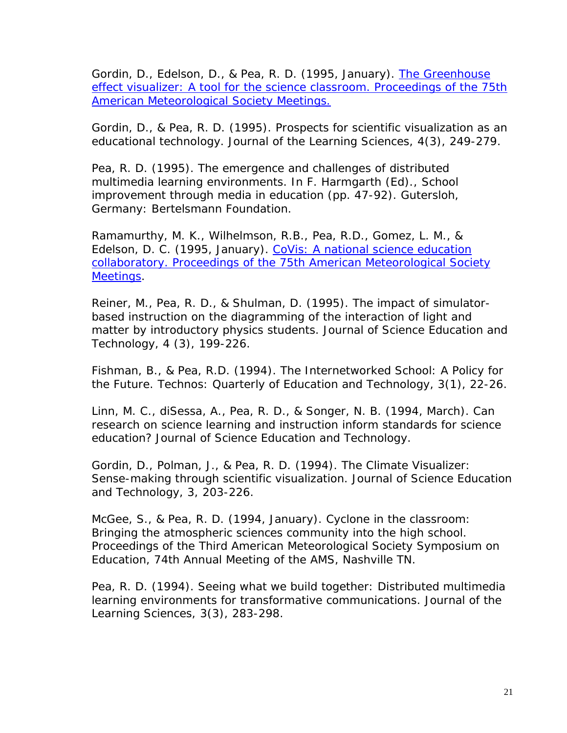Gordin, D., Edelson, D., & Pea, R. D. (1995, January). The Greenhouse effect visualizer: A tool for the science classroom. Proceedings of the 75th American Meteorological Society Meetings.

Gordin, D., & Pea, R. D. (1995). Prospects for scientific visualization as an educational technology. Journal of the Learning Sciences, 4(3), 249-279.

Pea, R. D. (1995). The emergence and challenges of distributed multimedia learning environments. In F. Harmgarth (Ed)., School improvement through media in education (pp. 47-92). Gutersloh, Germany: Bertelsmann Foundation.

Ramamurthy, M. K., Wilhelmson, R.B., Pea, R.D., Gomez, L. M., & Edelson, D. C. (1995, January). CoVis: A national science education collaboratory. Proceedings of the 75th American Meteorological Society Meetings.

Reiner, M., Pea, R. D., & Shulman, D. (1995). The impact of simulator-based instruction on the diagramming of the interaction of light and matter by introductory physics students. Journal of Science Education and Technology, 4 (3), 199-226.

Fishman, B., & Pea, R.D. (1994). The Internetworked School: A Policy for the Future. Technos: Quarterly of Education and Technology, 3(1), 22-26.

Linn, M. C., diSessa, A., Pea, R. D., & Songer, N. B. (1994, March). Can research on science learning and instruction inform standards for science education? Journal of Science Education and Technology.

Gordin, D., Polman, J., & Pea, R. D. (1994). The Climate Visualizer: Sense-making through scientific visualization. Journal of Science Education and Technology, 3, 203-226.

McGee, S., & Pea, R. D. (1994, January). Cyclone in the classroom: Bringing the atmospheric sciences community into the high school. Proceedings of the Third American Meteorological Society Symposium on Education, 74th Annual Meeting of the AMS, Nashville TN.

Pea, R. D. (1994). Seeing what we build together: Distributed multimedia learning environments for transformative communications. Journal of the Learning Sciences, 3(3), 283-298.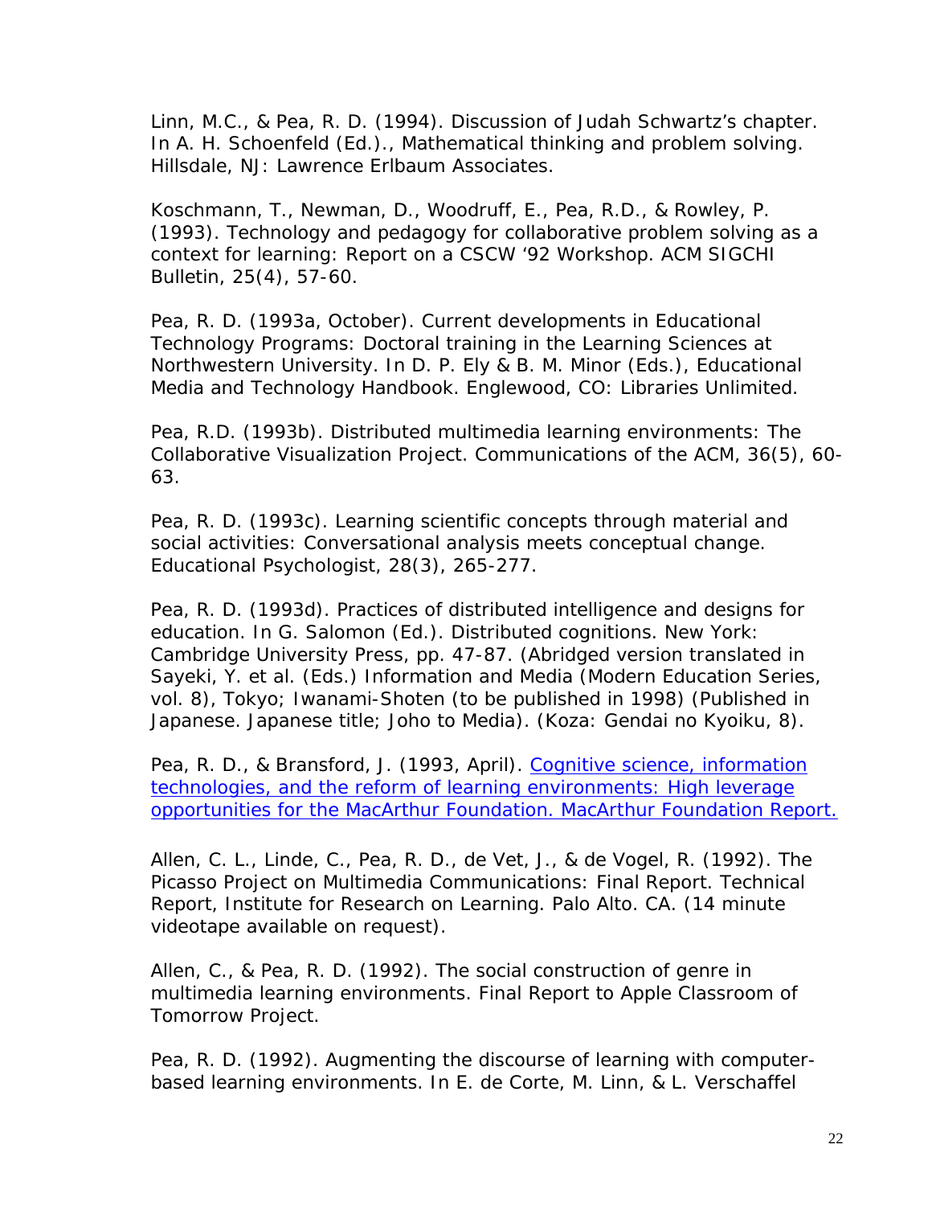Linn, M.C., & Pea, R. D. (1994). Discussion of Judah Schwartz's chapter. In A. H. Schoenfeld (Ed.)., Mathematical thinking and problem solving. Hillsdale, NJ: Lawrence Erlbaum Associates.

Koschmann, T., Newman, D., Woodruff, E., Pea, R.D., & Rowley, P. (1993). Technology and pedagogy for collaborative problem solving as a context for learning: Report on a CSCW '92 Workshop. ACM SIGCHI Bulletin, 25(4), 57-60.

Pea, R. D. (1993a, October). Current developments in Educational Technology Programs: Doctoral training in the Learning Sciences at Northwestern University. In D. P. Ely & B. M. Minor (Eds.), Educational Media and Technology Handbook. Englewood, CO: Libraries Unlimited.

Pea, R.D. (1993b). Distributed multimedia learning environments: The Collaborative Visualization Project. Communications of the ACM, 36(5), 60-63.

Pea, R. D. (1993c). Learning scientific concepts through material and social activities: Conversational analysis meets conceptual change. Educational Psychologist, 28(3), 265-277.

Pea, R. D. (1993d). Practices of distributed intelligence and designs for education. In G. Salomon (Ed.). Distributed cognitions. New York: Cambridge University Press, pp. 47-87. (Abridged version translated in Sayeki, Y. et al. (Eds.) Information and Media (Modern Education Series, vol. 8), Tokyo; Iwanami-Shoten (to be published in 1998) (Published in Japanese. Japanese title; Joho to Media). (Koza: Gendai no Kyoiku, 8).

Pea, R. D., & Bransford, J. (1993, April). Cognitive science, information technologies, and the reform of learning environments: High leverage opportunities for the MacArthur Foundation. MacArthur Foundation Report.

Allen, C. L., Linde, C., Pea, R. D., de Vet, J., & de Vogel, R. (1992). The Picasso Project on Multimedia Communications: Final Report. Technical Report, Institute for Research on Learning. Palo Alto. CA. (14 minute videotape available on request).

Allen, C., & Pea, R. D. (1992). The social construction of genre in multimedia learning environments. Final Report to Apple Classroom of Tomorrow Project.

Pea, R. D. (1992). Augmenting the discourse of learning with computer-based learning environments. In E. de Corte, M. Linn, & L. Verschaffel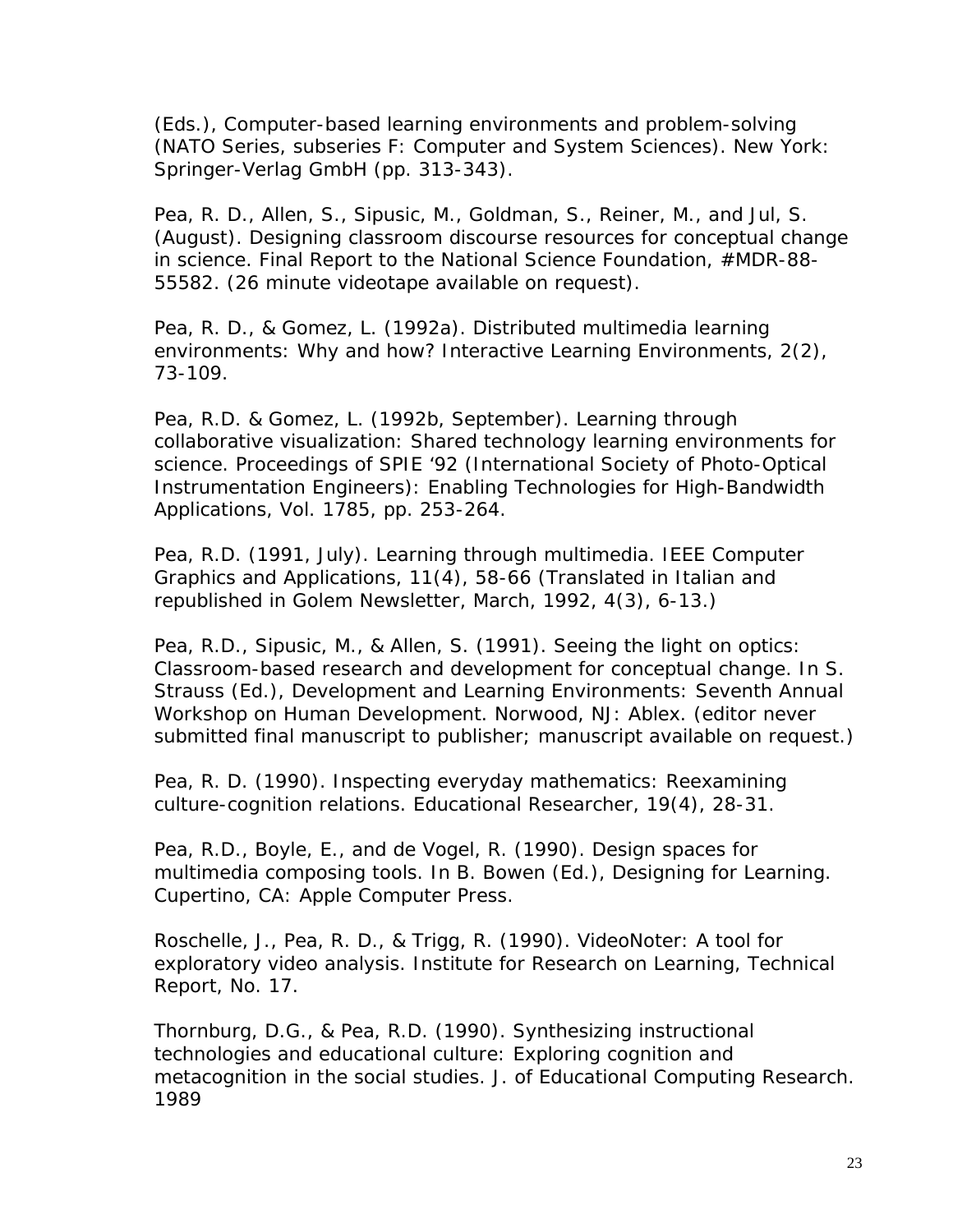(Eds.), Computer-based learning environments and problem-solving (NATO Series, subseries F: Computer and System Sciences). New York: Springer-Verlag GmbH (pp. 313-343).

Pea, R. D., Allen, S., Sipusic, M., Goldman, S., Reiner, M., and Jul, S. (August). Designing classroom discourse resources for conceptual change in science. Final Report to the National Science Foundation, #MDR-88-55582. (26 minute videotape available on request).

Pea, R. D., & Gomez, L. (1992a). Distributed multimedia learning environments: Why and how? Interactive Learning Environments, 2(2), 73-109.

Pea, R.D. & Gomez, L. (1992b, September). Learning through collaborative visualization: Shared technology learning environments for science. Proceedings of SPIE '92 (International Society of Photo-Optical Instrumentation Engineers): Enabling Technologies for High-Bandwidth Applications, Vol. 1785, pp. 253-264.

Pea, R.D. (1991, July). Learning through multimedia. IEEE Computer Graphics and Applications, 11(4), 58-66 (Translated in Italian and republished in Golem Newsletter, March, 1992, 4(3), 6-13.)

Pea, R.D., Sipusic, M., & Allen, S. (1991). Seeing the light on optics: Classroom-based research and development for conceptual change. In S. Strauss (Ed.), Development and Learning Environments: Seventh Annual Workshop on Human Development. Norwood, NJ: Ablex. (editor never submitted final manuscript to publisher; manuscript available on request.)

Pea, R. D. (1990). Inspecting everyday mathematics: Reexamining culture-cognition relations. Educational Researcher, 19(4), 28-31.

Pea, R.D., Boyle, E., and de Vogel, R. (1990). Design spaces for multimedia composing tools. In B. Bowen (Ed.), Designing for Learning. Cupertino, CA: Apple Computer Press.

Roschelle, J., Pea, R. D., & Trigg, R. (1990). VideoNoter: A tool for exploratory video analysis. Institute for Research on Learning, Technical Report, No. 17.

Thornburg, D.G., & Pea, R.D. (1990). Synthesizing instructional technologies and educational culture: Exploring cognition and metacognition in the social studies. J. of Educational Computing Research. 1989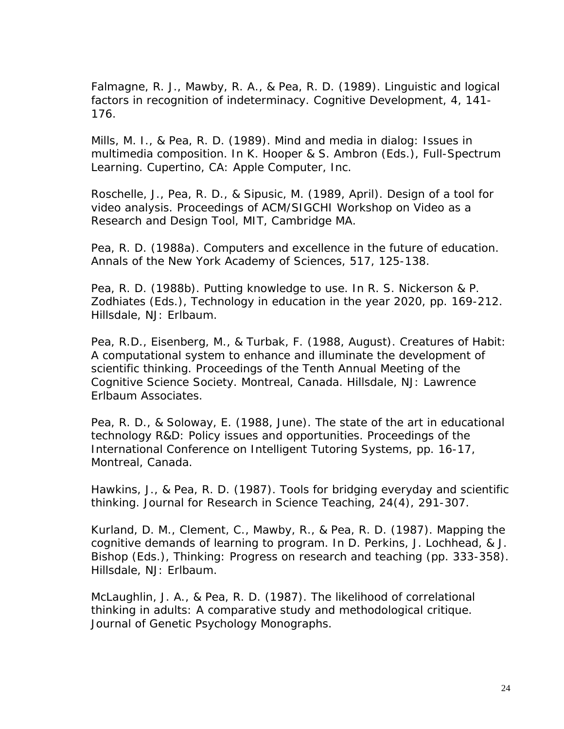Falmagne, R. J., Mawby, R. A., & Pea, R. D. (1989). Linguistic and logical factors in recognition of indeterminacy. Cognitive Development, 4, 141-176.

Mills, M. I., & Pea, R. D. (1989). Mind and media in dialog: Issues in multimedia composition. In K. Hooper & S. Ambron (Eds.), Full-Spectrum Learning. Cupertino, CA: Apple Computer, Inc.

Roschelle, J., Pea, R. D., & Sipusic, M. (1989, April). Design of a tool for video analysis. Proceedings of ACM/SIGCHI Workshop on Video as a Research and Design Tool, MIT, Cambridge MA.

Pea, R. D. (1988a). Computers and excellence in the future of education. Annals of the New York Academy of Sciences, 517, 125-138.

Pea, R. D. (1988b). Putting knowledge to use. In R. S. Nickerson & P. Zodhiates (Eds.), Technology in education in the year 2020, pp. 169-212. Hillsdale, NJ: Erlbaum.

Pea, R.D., Eisenberg, M., & Turbak, F. (1988, August). Creatures of Habit: A computational system to enhance and illuminate the development of scientific thinking. Proceedings of the Tenth Annual Meeting of the Cognitive Science Society. Montreal, Canada. Hillsdale, NJ: Lawrence Erlbaum Associates.

Pea, R. D., & Soloway, E. (1988, June). The state of the art in educational technology R&D: Policy issues and opportunities. Proceedings of the International Conference on Intelligent Tutoring Systems, pp. 16-17, Montreal, Canada.

Hawkins, J., & Pea, R. D. (1987). Tools for bridging everyday and scientific thinking. Journal for Research in Science Teaching, 24(4), 291-307.

Kurland, D. M., Clement, C., Mawby, R., & Pea, R. D. (1987). Mapping the cognitive demands of learning to program. In D. Perkins, J. Lochhead, & J. Bishop (Eds.), Thinking: Progress on research and teaching (pp. 333-358). Hillsdale, NJ: Erlbaum.

McLaughlin, J. A., & Pea, R. D. (1987). The likelihood of correlational thinking in adults: A comparative study and methodological critique. Journal of Genetic Psychology Monographs.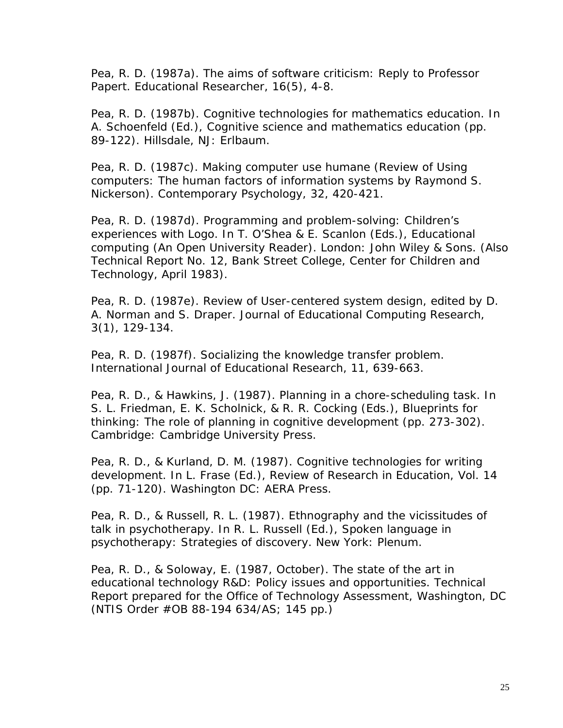Pea, R. D. (1987a). The aims of software criticism: Reply to Professor Papert. Educational Researcher, 16(5), 4-8.

Pea, R. D. (1987b). Cognitive technologies for mathematics education. In A. Schoenfeld (Ed.), Cognitive science and mathematics education (pp. 89-122). Hillsdale, NJ: Erlbaum.

Pea, R. D. (1987c). Making computer use humane (Review of Using computers: The human factors of information systems by Raymond S. Nickerson). Contemporary Psychology, 32, 420-421.

Pea, R. D. (1987d). Programming and problem-solving: Children's experiences with Logo. In T. O'Shea & E. Scanlon (Eds.), Educational computing (An Open University Reader). London: John Wiley & Sons. (Also Technical Report No. 12, Bank Street College, Center for Children and Technology, April 1983).

Pea, R. D. (1987e). Review of User-centered system design, edited by D. A. Norman and S. Draper. Journal of Educational Computing Research, 3(1), 129-134.

Pea, R. D. (1987f). Socializing the knowledge transfer problem. International Journal of Educational Research, 11, 639-663.

Pea, R. D., & Hawkins, J. (1987). Planning in a chore-scheduling task. In S. L. Friedman, E. K. Scholnick, & R. R. Cocking (Eds.), Blueprints for thinking: The role of planning in cognitive development (pp. 273-302). Cambridge: Cambridge University Press.

Pea, R. D., & Kurland, D. M. (1987). Cognitive technologies for writing development. In L. Frase (Ed.), Review of Research in Education, Vol. 14 (pp. 71-120). Washington DC: AERA Press.

Pea, R. D., & Russell, R. L. (1987). Ethnography and the vicissitudes of talk in psychotherapy. In R. L. Russell (Ed.), Spoken language in psychotherapy: Strategies of discovery. New York: Plenum.

Pea, R. D., & Soloway, E. (1987, October). The state of the art in educational technology R&D: Policy issues and opportunities. Technical Report prepared for the Office of Technology Assessment, Washington, DC (NTIS Order #OB 88-194 634/AS; 145 pp.)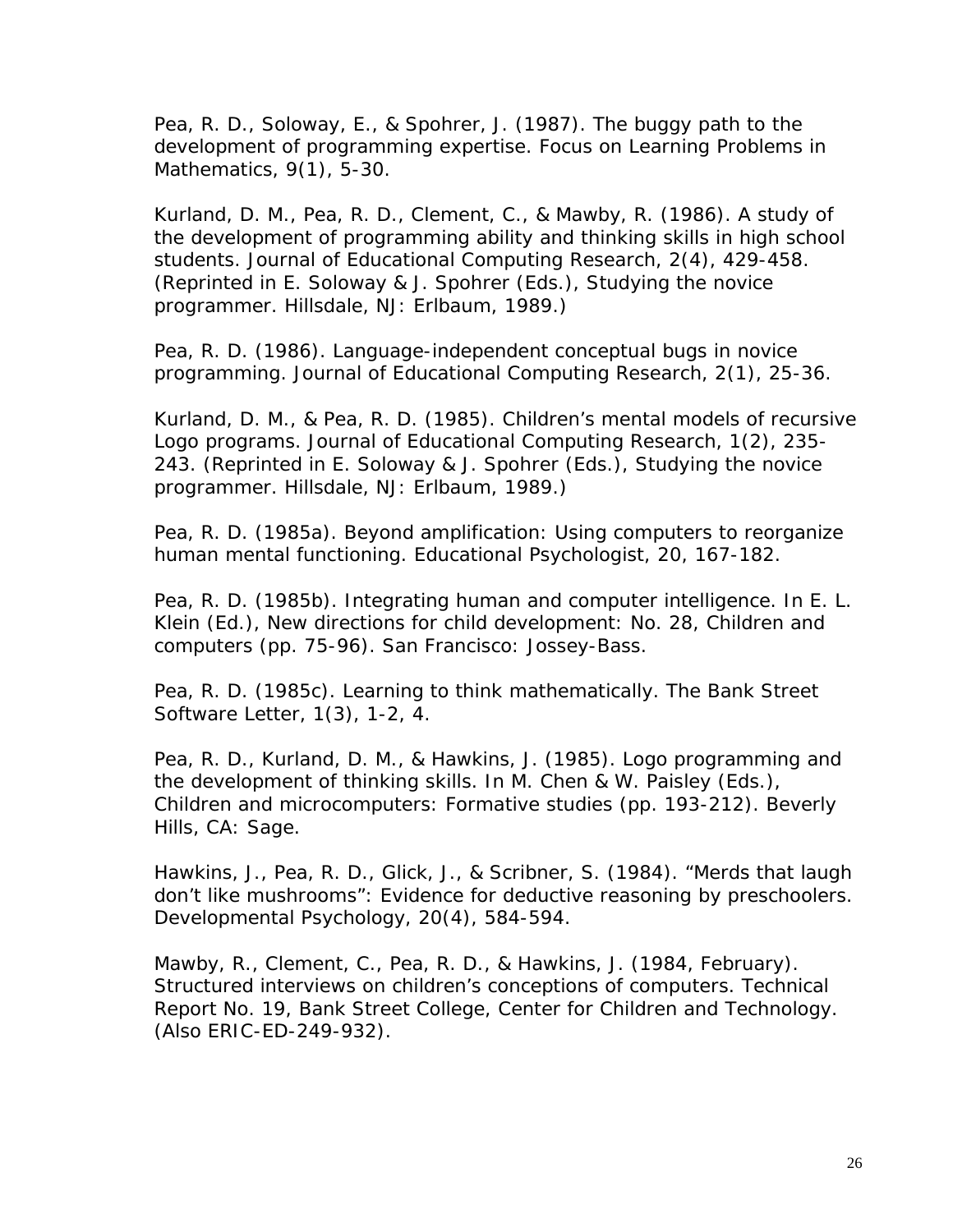Pea, R. D., Soloway, E., & Spohrer, J. (1987). The buggy path to the development of programming expertise. Focus on Learning Problems in Mathematics, 9(1), 5-30.

Kurland, D. M., Pea, R. D., Clement, C., & Mawby, R. (1986). A study of the development of programming ability and thinking skills in high school students. Journal of Educational Computing Research, 2(4), 429-458. (Reprinted in E. Soloway & J. Spohrer (Eds.), Studying the novice programmer. Hillsdale, NJ: Erlbaum, 1989.)

Pea, R. D. (1986). Language-independent conceptual bugs in novice programming. Journal of Educational Computing Research, 2(1), 25-36.

Kurland, D. M., & Pea, R. D. (1985). Children's mental models of recursive Logo programs. Journal of Educational Computing Research, 1(2), 235-243. (Reprinted in E. Soloway & J. Spohrer (Eds.), Studying the novice programmer. Hillsdale, NJ: Erlbaum, 1989.)

Pea, R. D. (1985a). Beyond amplification: Using computers to reorganize human mental functioning. Educational Psychologist, 20, 167-182.

Pea, R. D. (1985b). Integrating human and computer intelligence. In E. L. Klein (Ed.), New directions for child development: No. 28, Children and computers (pp. 75-96). San Francisco: Jossey-Bass.

Pea, R. D. (1985c). Learning to think mathematically. The Bank Street Software Letter, 1(3), 1-2, 4.

Pea, R. D., Kurland, D. M., & Hawkins, J. (1985). Logo programming and the development of thinking skills. In M. Chen & W. Paisley (Eds.), Children and microcomputers: Formative studies (pp. 193-212). Beverly Hills, CA: Sage.

Hawkins, J., Pea, R. D., Glick, J., & Scribner, S. (1984). "Merds that laugh don't like mushrooms": Evidence for deductive reasoning by preschoolers. Developmental Psychology, 20(4), 584-594.

Mawby, R., Clement, C., Pea, R. D., & Hawkins, J. (1984, February). Structured interviews on children's conceptions of computers. Technical Report No. 19, Bank Street College, Center for Children and Technology. (Also ERIC-ED-249-932).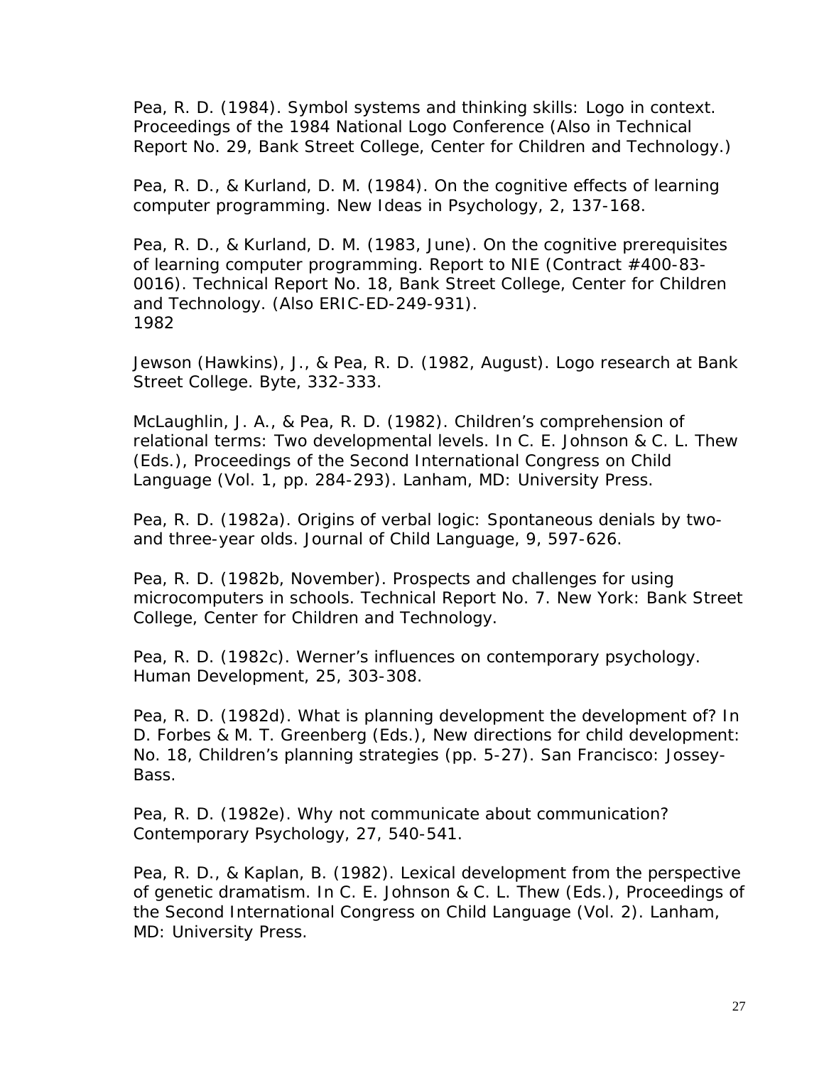Pea, R. D. (1984). Symbol systems and thinking skills: Logo in context. Proceedings of the 1984 National Logo Conference (Also in Technical Report No. 29, Bank Street College, Center for Children and Technology.)

Pea, R. D., & Kurland, D. M. (1984). On the cognitive effects of learning computer programming. New Ideas in Psychology, 2, 137-168.

Pea, R. D., & Kurland, D. M. (1983, June). On the cognitive prerequisites of learning computer programming. Report to NIE (Contract #400-83-0016). Technical Report No. 18, Bank Street College, Center for Children and Technology. (Also ERIC-ED-249-931).

1982

Jewson (Hawkins), J., & Pea, R. D. (1982, August). Logo research at Bank Street College. Byte, 332-333.

McLaughlin, J. A., & Pea, R. D. (1982). Children's comprehension of relational terms: Two developmental levels. In C. E. Johnson & C. L. Thew (Eds.), Proceedings of the Second International Congress on Child Language (Vol. 1, pp. 284-293). Lanham, MD: University Press.

Pea, R. D. (1982a). Origins of verbal logic: Spontaneous denials by two- and three-year olds. Journal of Child Language, 9, 597-626.

Pea, R. D. (1982b, November). Prospects and challenges for using microcomputers in schools. Technical Report No. 7. New York: Bank Street College, Center for Children and Technology.

Pea, R. D. (1982c). Werner's influences on contemporary psychology. Human Development, 25, 303-308.

Pea, R. D. (1982d). What is planning development the development of? In D. Forbes & M. T. Greenberg (Eds.), New directions for child development: No. 18, Children's planning strategies (pp. 5-27). San Francisco: Jossey-Bass.

Pea, R. D. (1982e). Why not communicate about communication? Contemporary Psychology, 27, 540-541.

Pea, R. D., & Kaplan, B. (1982). Lexical development from the perspective of genetic dramatism. In C. E. Johnson & C. L. Thew (Eds.), Proceedings of the Second International Congress on Child Language (Vol. 2). Lanham, MD: University Press.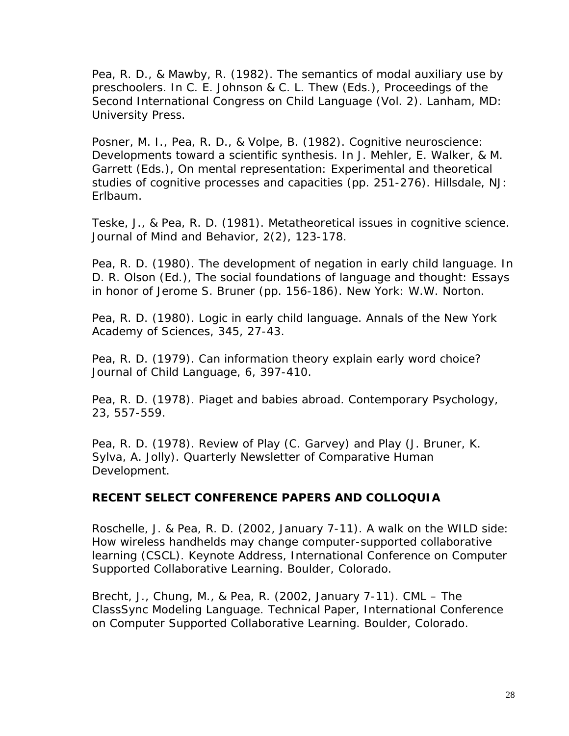Pea, R. D., & Mawby, R. (1982). The semantics of modal auxiliary use by preschoolers. In C. E. Johnson & C. L. Thew (Eds.), Proceedings of the Second International Congress on Child Language (Vol. 2). Lanham, MD: University Press.

Posner, M. I., Pea, R. D., & Volpe, B. (1982). Cognitive neuroscience: Developments toward a scientific synthesis. In J. Mehler, E. Walker, & M. Garrett (Eds.), On mental representation: Experimental and theoretical studies of cognitive processes and capacities (pp. 251-276). Hillsdale, NJ: Erlbaum.

Teske, J., & Pea, R. D. (1981). Metatheoretical issues in cognitive science. Journal of Mind and Behavior, 2(2), 123-178.

Pea, R. D. (1980). The development of negation in early child language. In D. R. Olson (Ed.), The social foundations of language and thought: Essays in honor of Jerome S. Bruner (pp. 156-186). New York: W.W. Norton.

Pea, R. D. (1980). Logic in early child language. Annals of the New York Academy of Sciences, 345, 27-43.

Pea, R. D. (1979). Can information theory explain early word choice? Journal of Child Language, 6, 397-410.

Pea, R. D. (1978). Piaget and babies abroad. Contemporary Psychology, 23, 557-559.

Pea, R. D. (1978). Review of Play (C. Garvey) and Play (J. Bruner, K. Sylva, A. Jolly). Quarterly Newsletter of Comparative Human Development.

## RECENT SELECT CONFERENCE PAPERS AND COLLOQUIA

Roschelle, J. & Pea, R. D. (2002, January 7-11). A walk on the WILD side: How wireless handhelds may change computer-supported collaborative learning (CSCL). Keynote Address, International Conference on Computer Supported Collaborative Learning. Boulder, Colorado.

Brecht, J., Chung, M., & Pea, R. (2002, January 7-11). CML – The ClassSync Modeling Language. Technical Paper, International Conference on Computer Supported Collaborative Learning. Boulder, Colorado.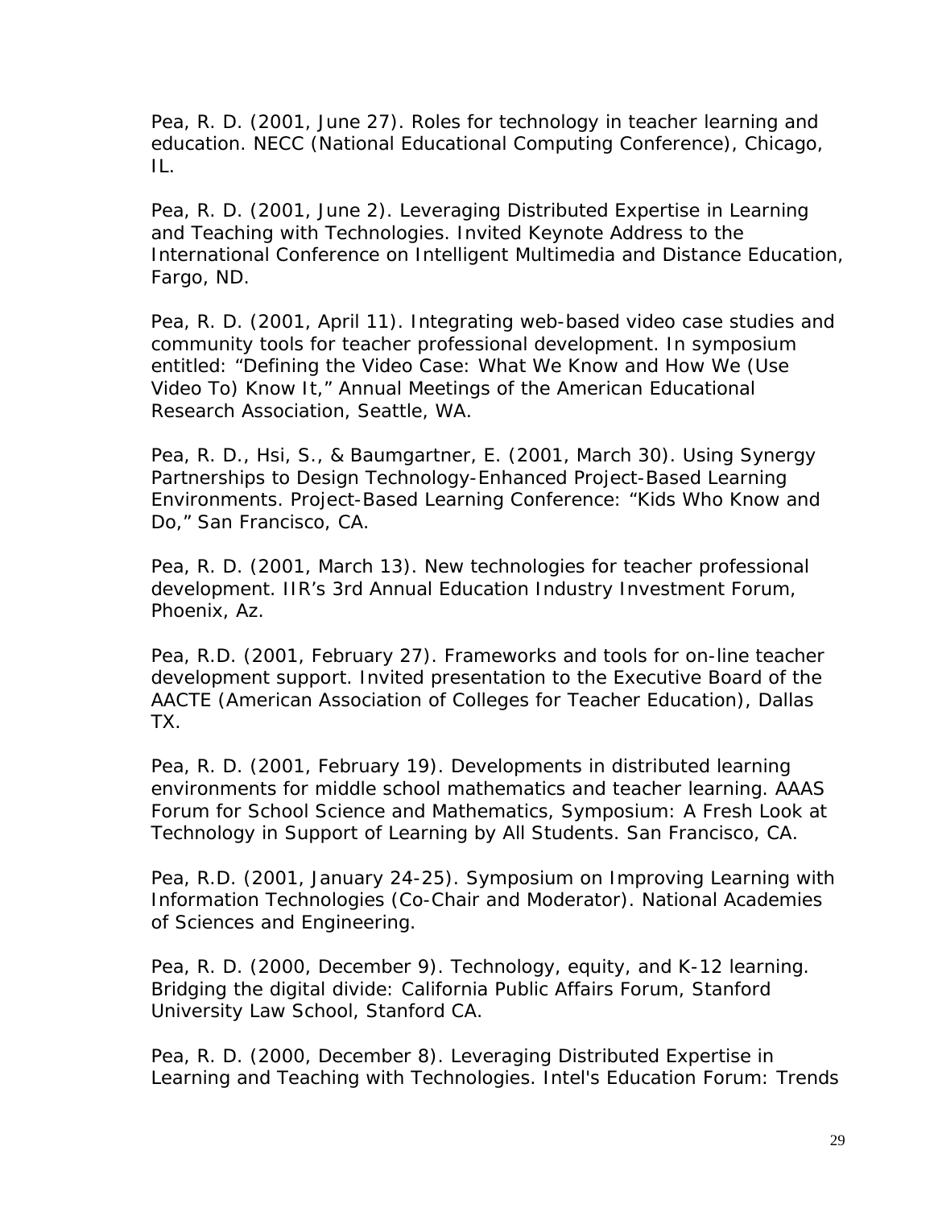Pea, R. D. (2001, June 27). Roles for technology in teacher learning and education. NECC (National Educational Computing Conference), Chicago, IL.

Pea, R. D. (2001, June 2). Leveraging Distributed Expertise in Learning and Teaching with Technologies. Invited Keynote Address to the International Conference on Intelligent Multimedia and Distance Education, Fargo, ND.

Pea, R. D. (2001, April 11). Integrating web-based video case studies and community tools for teacher professional development. In symposium entitled: "Defining the Video Case: What We Know and How We (Use Video To) Know It," Annual Meetings of the American Educational Research Association, Seattle, WA.

Pea, R. D., Hsi, S., & Baumgartner, E. (2001, March 30). Using Synergy Partnerships to Design Technology-Enhanced Project-Based Learning Environments. Project-Based Learning Conference: "Kids Who Know and Do," San Francisco, CA.

Pea, R. D. (2001, March 13). New technologies for teacher professional development. IIR's 3rd Annual Education Industry Investment Forum, Phoenix, Az.

Pea, R.D. (2001, February 27). Frameworks and tools for on-line teacher development support. Invited presentation to the Executive Board of the AACTE (American Association of Colleges for Teacher Education), Dallas TX.

Pea, R. D. (2001, February 19). Developments in distributed learning environments for middle school mathematics and teacher learning. AAAS Forum for School Science and Mathematics, Symposium: A Fresh Look at Technology in Support of Learning by All Students. San Francisco, CA.

Pea, R.D. (2001, January 24-25). Symposium on Improving Learning with Information Technologies (Co-Chair and Moderator). National Academies of Sciences and Engineering.

Pea, R. D. (2000, December 9). Technology, equity, and K-12 learning. Bridging the digital divide: California Public Affairs Forum, Stanford University Law School, Stanford CA.

Pea, R. D. (2000, December 8). Leveraging Distributed Expertise in Learning and Teaching with Technologies. Intel's Education Forum: Trends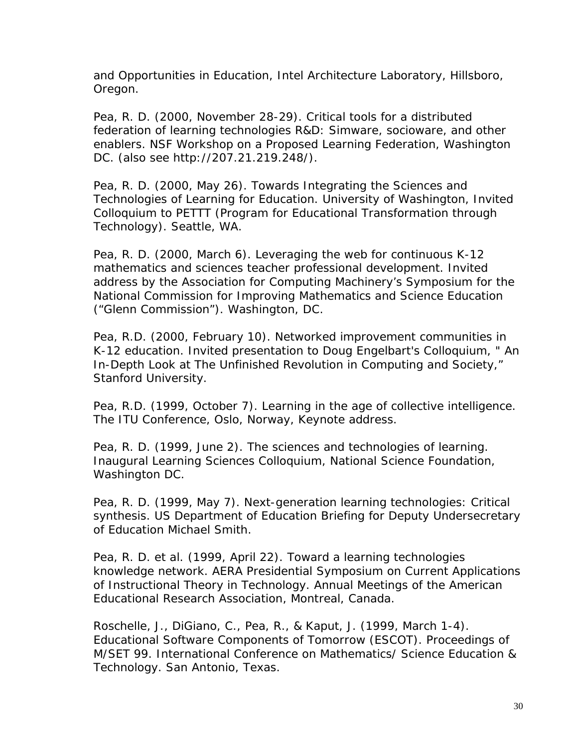and Opportunities in Education, Intel Architecture Laboratory, Hillsboro, Oregon.

Pea, R. D. (2000, November 28-29). Critical tools for a distributed federation of learning technologies R&D: Simware, socioware, and other enablers. NSF Workshop on a Proposed Learning Federation, Washington DC. (also see http://207.21.219.248/).

Pea, R. D. (2000, May 26). Towards Integrating the Sciences and Technologies of Learning for Education. University of Washington, Invited Colloquium to PETTT (Program for Educational Transformation through Technology). Seattle, WA.

Pea, R. D. (2000, March 6). Leveraging the web for continuous K-12 mathematics and sciences teacher professional development. Invited address by the Association for Computing Machinery's Symposium for the National Commission for Improving Mathematics and Science Education ("Glenn Commission"). Washington, DC.

Pea, R.D. (2000, February 10). Networked improvement communities in K-12 education. Invited presentation to Doug Engelbart's Colloquium, " An In-Depth Look at The Unfinished Revolution in Computing and Society," Stanford University.

Pea, R.D. (1999, October 7). Learning in the age of collective intelligence. The ITU Conference, Oslo, Norway, Keynote address.

Pea, R. D. (1999, June 2). The sciences and technologies of learning. Inaugural Learning Sciences Colloquium, National Science Foundation, Washington DC.

Pea, R. D. (1999, May 7). Next-generation learning technologies: Critical synthesis. US Department of Education Briefing for Deputy Undersecretary of Education Michael Smith.

Pea, R. D. et al. (1999, April 22). Toward a learning technologies knowledge network. AERA Presidential Symposium on Current Applications of Instructional Theory in Technology. Annual Meetings of the American Educational Research Association, Montreal, Canada.

Roschelle, J., DiGiano, C., Pea, R., & Kaput, J. (1999, March 1-4). Educational Software Components of Tomorrow (ESCOT). Proceedings of M/SET 99. International Conference on Mathematics/ Science Education & Technology. San Antonio, Texas.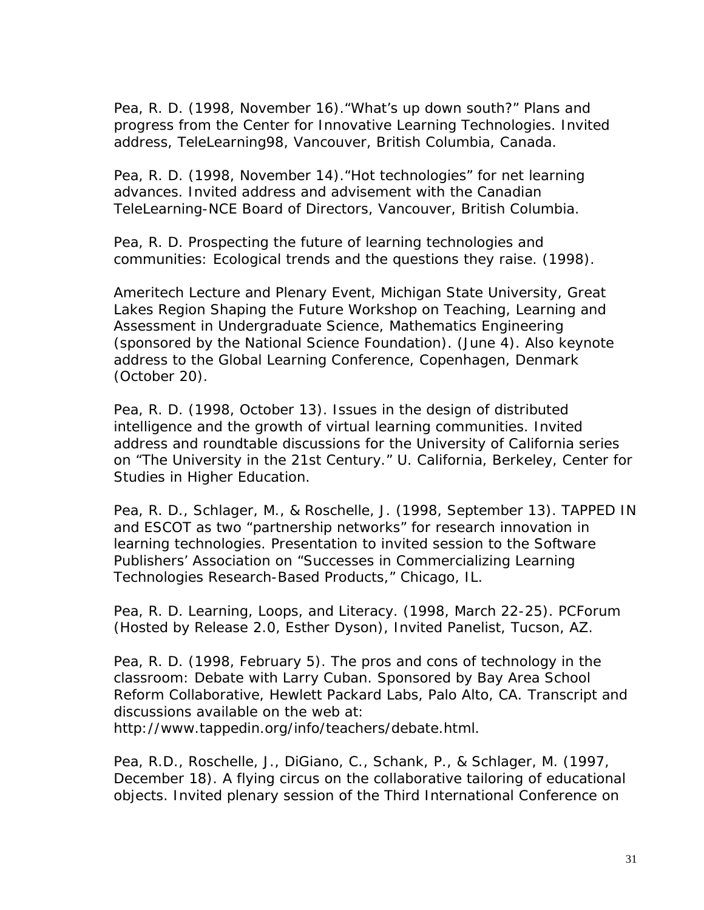Pea, R. D. (1998, November 16).“What’s up down south?” Plans and progress from the Center for Innovative Learning Technologies. Invited address, TeleLearning98, Vancouver, British Columbia, Canada.

Pea, R. D. (1998, November 14).“Hot technologies” for net learning advances. Invited address and advisement with the Canadian TeleLearning-NCE Board of Directors, Vancouver, British Columbia.

Pea, R. D. Prospecting the future of learning technologies and communities: Ecological trends and the questions they raise. (1998).

Ameritech Lecture and Plenary Event, Michigan State University, Great Lakes Region Shaping the Future Workshop on Teaching, Learning and Assessment in Undergraduate Science, Mathematics Engineering (sponsored by the National Science Foundation). (June 4). Also keynote address to the Global Learning Conference, Copenhagen, Denmark (October 20).

Pea, R. D. (1998, October 13). Issues in the design of distributed intelligence and the growth of virtual learning communities. Invited address and roundtable discussions for the University of California series on “The University in the 21st Century.” U. California, Berkeley, Center for Studies in Higher Education.

Pea, R. D., Schlager, M., & Roschelle, J. (1998, September 13). TAPPED IN and ESCOT as two “partnership networks” for research innovation in learning technologies. Presentation to invited session to the Software Publishers’ Association on “Successes in Commercializing Learning Technologies Research-Based Products,” Chicago, IL.

Pea, R. D. Learning, Loops, and Literacy. (1998, March 22-25). PCForum (Hosted by Release 2.0, Esther Dyson), Invited Panelist, Tucson, AZ.

Pea, R. D. (1998, February 5). The pros and cons of technology in the classroom: Debate with Larry Cuban. Sponsored by Bay Area School Reform Collaborative, Hewlett Packard Labs, Palo Alto, CA. Transcript and discussions available on the web at: http://www.tappedin.org/info/teachers/debate.html.

Pea, R.D., Roschelle, J., DiGiano, C., Schank, P., & Schlager, M. (1997, December 18). A flying circus on the collaborative tailoring of educational objects. Invited plenary session of the Third International Conference on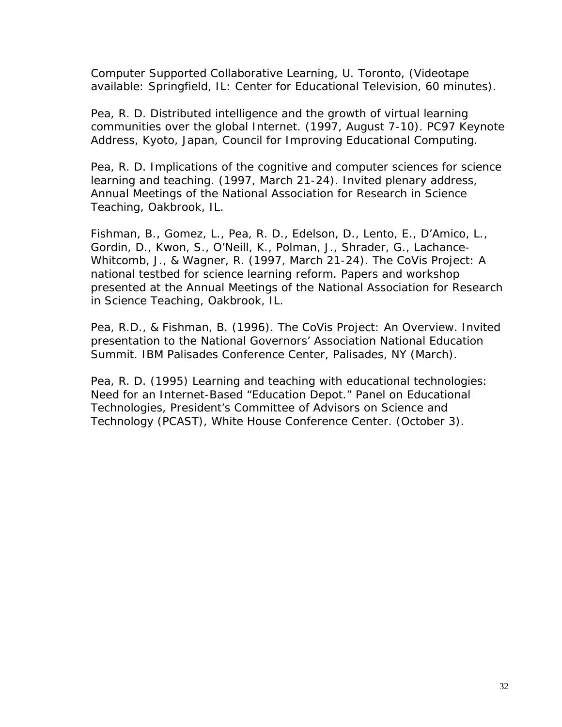Computer Supported Collaborative Learning, U. Toronto, (Videotape available: Springfield, IL: Center for Educational Television, 60 minutes).

Pea, R. D. Distributed intelligence and the growth of virtual learning communities over the global Internet. (1997, August 7-10). PC97 Keynote Address, Kyoto, Japan, Council for Improving Educational Computing.

Pea, R. D. Implications of the cognitive and computer sciences for science learning and teaching. (1997, March 21-24). Invited plenary address, Annual Meetings of the National Association for Research in Science Teaching, Oakbrook, IL.

Fishman, B., Gomez, L., Pea, R. D., Edelson, D., Lento, E., D'Amico, L., Gordin, D., Kwon, S., O'Neill, K., Polman, J., Shrader, G., Lachance-Whitcomb, J., & Wagner, R. (1997, March 21-24). The CoVis Project: A national testbed for science learning reform. Papers and workshop presented at the Annual Meetings of the National Association for Research in Science Teaching, Oakbrook, IL.

Pea, R.D., & Fishman, B. (1996). The CoVis Project: An Overview. Invited presentation to the National Governors' Association National Education Summit. IBM Palisades Conference Center, Palisades, NY (March).

Pea, R. D. (1995) Learning and teaching with educational technologies: Need for an Internet-Based "Education Depot." Panel on Educational Technologies, President's Committee of Advisors on Science and Technology (PCAST), White House Conference Center. (October 3).